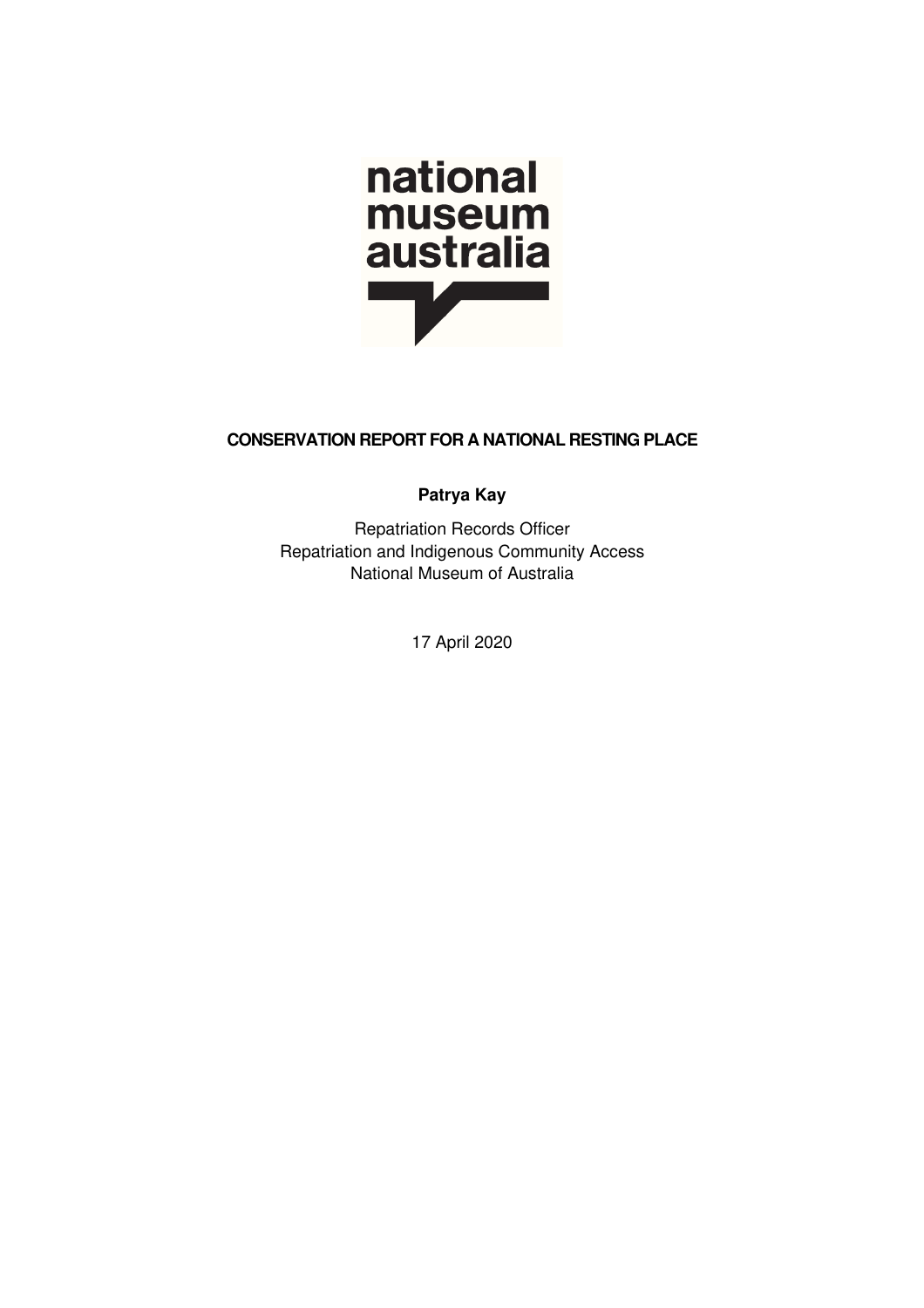# CONSERVATION REPORT FOR A NATIONAL RESTING PLACE

**Patrya Kay**

Repatriation Records Officer
Repatriation and Indigenous Community Access
National Museum of Australia

17 April 2020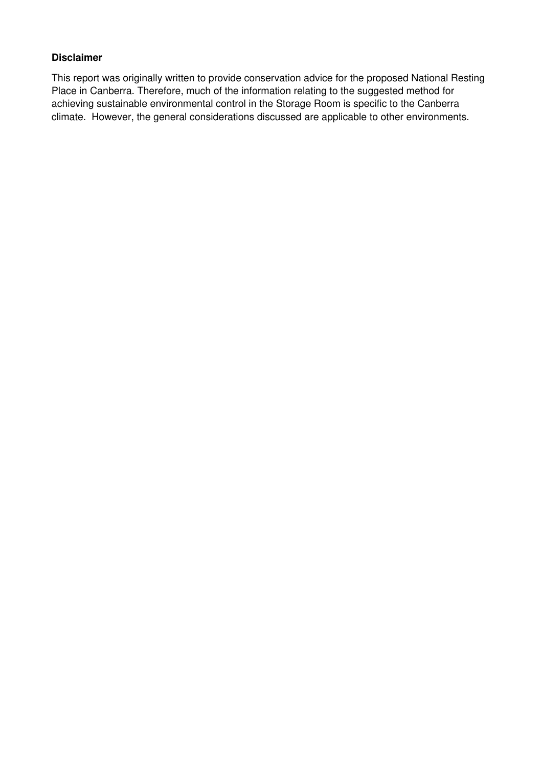**Disclaimer**

This report was originally written to provide conservation advice for the proposed National Resting Place in Canberra. Therefore, much of the information relating to the suggested method for achieving sustainable environmental control in the Storage Room is specific to the Canberra climate. However, the general considerations discussed are applicable to other environments.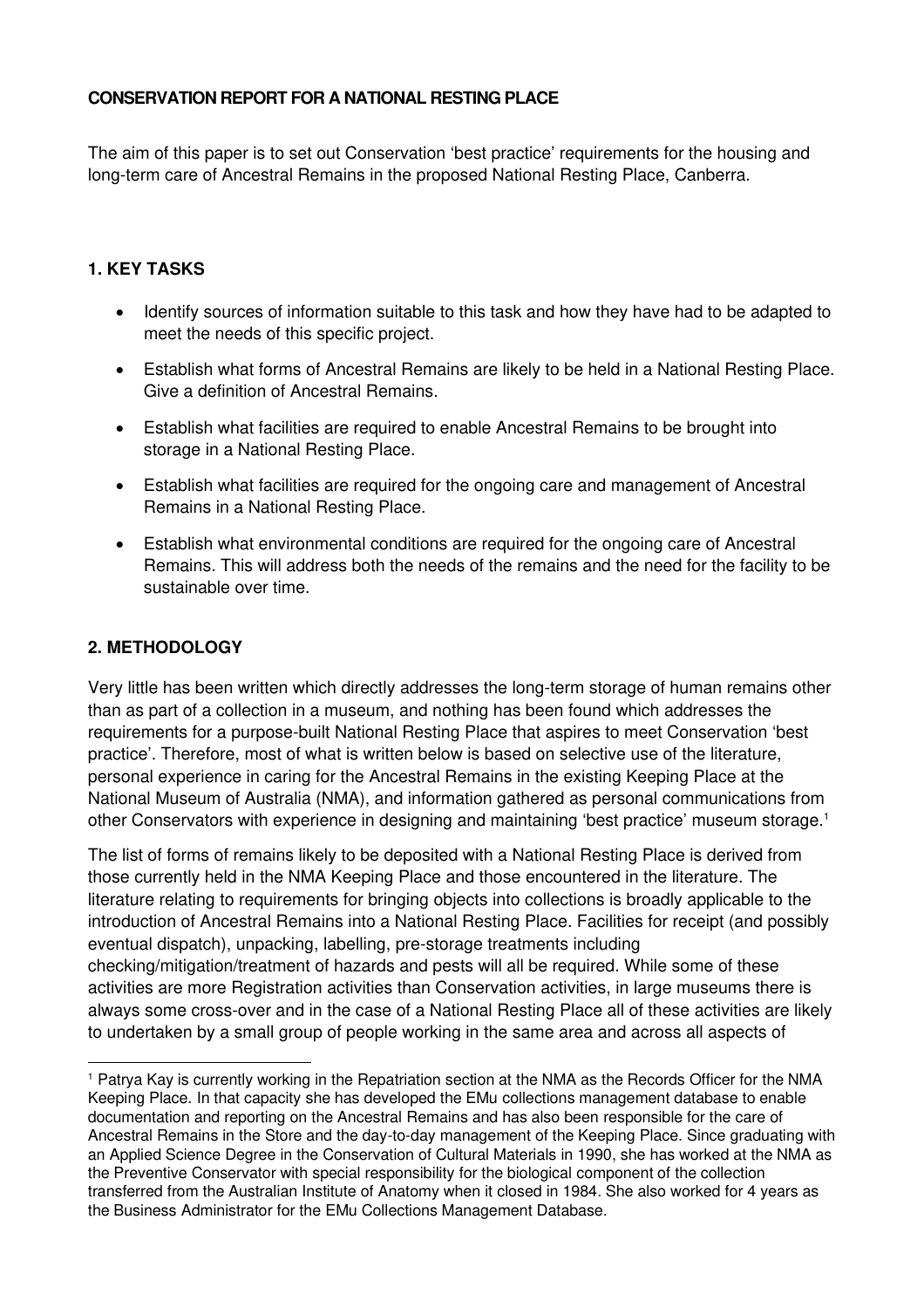**CONSERVATION REPORT FOR A NATIONAL RESTING PLACE**

The aim of this paper is to set out Conservation 'best practice' requirements for the housing and long-term care of Ancestral Remains in the proposed National Resting Place, Canberra.

## 1. KEY TASKS

- Identify sources of information suitable to this task and how they have had to be adapted to meet the needs of this specific project.
- Establish what forms of Ancestral Remains are likely to be held in a National Resting Place. Give a definition of Ancestral Remains.
- Establish what facilities are required to enable Ancestral Remains to be brought into storage in a National Resting Place.
- Establish what facilities are required for the ongoing care and management of Ancestral Remains in a National Resting Place.
- Establish what environmental conditions are required for the ongoing care of Ancestral Remains. This will address both the needs of the remains and the need for the facility to be sustainable over time.

## 2. METHODOLOGY

Very little has been written which directly addresses the long-term storage of human remains other than as part of a collection in a museum, and nothing has been found which addresses the requirements for a purpose-built National Resting Place that aspires to meet Conservation 'best practice'. Therefore, most of what is written below is based on selective use of the literature, personal experience in caring for the Ancestral Remains in the existing Keeping Place at the National Museum of Australia (NMA), and information gathered as personal communications from other Conservators with experience in designing and maintaining 'best practice' museum storage.[1]

The list of forms of remains likely to be deposited with a National Resting Place is derived from those currently held in the NMA Keeping Place and those encountered in the literature. The literature relating to requirements for bringing objects into collections is broadly applicable to the introduction of Ancestral Remains into a National Resting Place. Facilities for receipt (and possibly eventual dispatch), unpacking, labelling, pre-storage treatments including checking/mitigation/treatment of hazards and pests will all be required. While some of these activities are more Registration activities than Conservation activities, in large museums there is always some cross-over and in the case of a National Resting Place all of these activities are likely to undertaken by a small group of people working in the same area and across all aspects of

[1] Patrya Kay is currently working in the Repatriation section at the NMA as the Records Officer for the NMA Keeping Place. In that capacity she has developed the EMu collections management database to enable documentation and reporting on the Ancestral Remains and has also been responsible for the care of Ancestral Remains in the Store and the day-to-day management of the Keeping Place. Since graduating with an Applied Science Degree in the Conservation of Cultural Materials in 1990, she has worked at the NMA as the Preventive Conservator with special responsibility for the biological component of the collection transferred from the Australian Institute of Anatomy when it closed in 1984. She also worked for 4 years as the Business Administrator for the EMu Collections Management Database.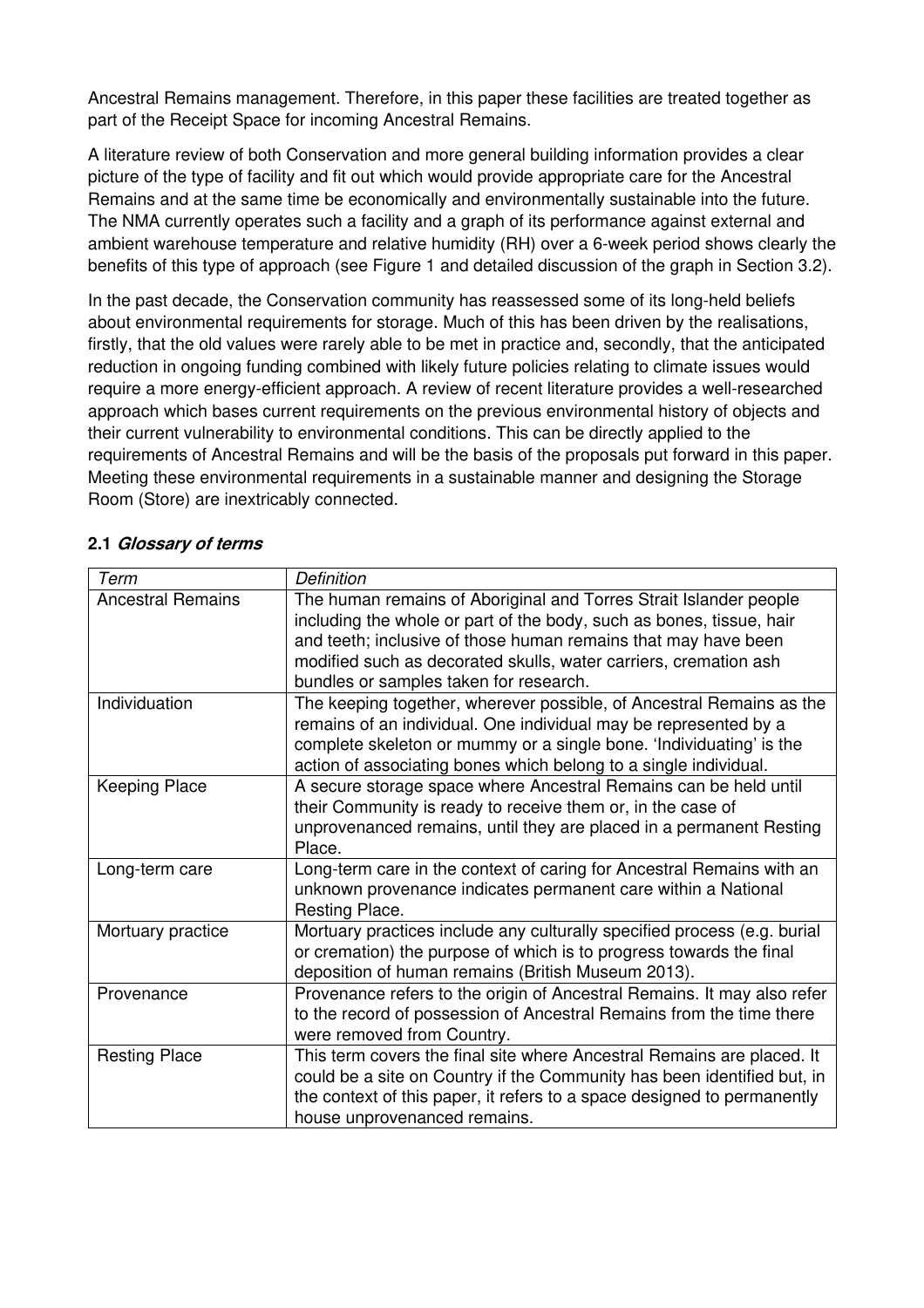Ancestral Remains management. Therefore, in this paper these facilities are treated together as part of the Receipt Space for incoming Ancestral Remains.

A literature review of both Conservation and more general building information provides a clear picture of the type of facility and fit out which would provide appropriate care for the Ancestral Remains and at the same time be economically and environmentally sustainable into the future. The NMA currently operates such a facility and a graph of its performance against external and ambient warehouse temperature and relative humidity (RH) over a 6-week period shows clearly the benefits of this type of approach (see Figure 1 and detailed discussion of the graph in Section 3.2).

In the past decade, the Conservation community has reassessed some of its long-held beliefs about environmental requirements for storage. Much of this has been driven by the realisations, firstly, that the old values were rarely able to be met in practice and, secondly, that the anticipated reduction in ongoing funding combined with likely future policies relating to climate issues would require a more energy-efficient approach. A review of recent literature provides a well-researched approach which bases current requirements on the previous environmental history of objects and their current vulnerability to environmental conditions. This can be directly applied to the requirements of Ancestral Remains and will be the basis of the proposals put forward in this paper. Meeting these environmental requirements in a sustainable manner and designing the Storage Room (Store) are inextricably connected.

### 2.1 *Glossary of terms*

| *Term* | *Definition* |
|---|---|
| Ancestral Remains | The human remains of Aboriginal and Torres Strait Islander people including the whole or part of the body, such as bones, tissue, hair and teeth; inclusive of those human remains that may have been modified such as decorated skulls, water carriers, cremation ash bundles or samples taken for research. |
| Individuation | The keeping together, wherever possible, of Ancestral Remains as the remains of an individual. One individual may be represented by a complete skeleton or mummy or a single bone. 'Individuating' is the action of associating bones which belong to a single individual. |
| Keeping Place | A secure storage space where Ancestral Remains can be held until their Community is ready to receive them or, in the case of unprovenanced remains, until they are placed in a permanent Resting Place. |
| Long-term care | Long-term care in the context of caring for Ancestral Remains with an unknown provenance indicates permanent care within a National Resting Place. |
| Mortuary practice | Mortuary practices include any culturally specified process (e.g. burial or cremation) the purpose of which is to progress towards the final deposition of human remains (British Museum 2013). |
| Provenance | Provenance refers to the origin of Ancestral Remains. It may also refer to the record of possession of Ancestral Remains from the time there were removed from Country. |
| Resting Place | This term covers the final site where Ancestral Remains are placed. It could be a site on Country if the Community has been identified but, in the context of this paper, it refers to a space designed to permanently house unprovenanced remains. |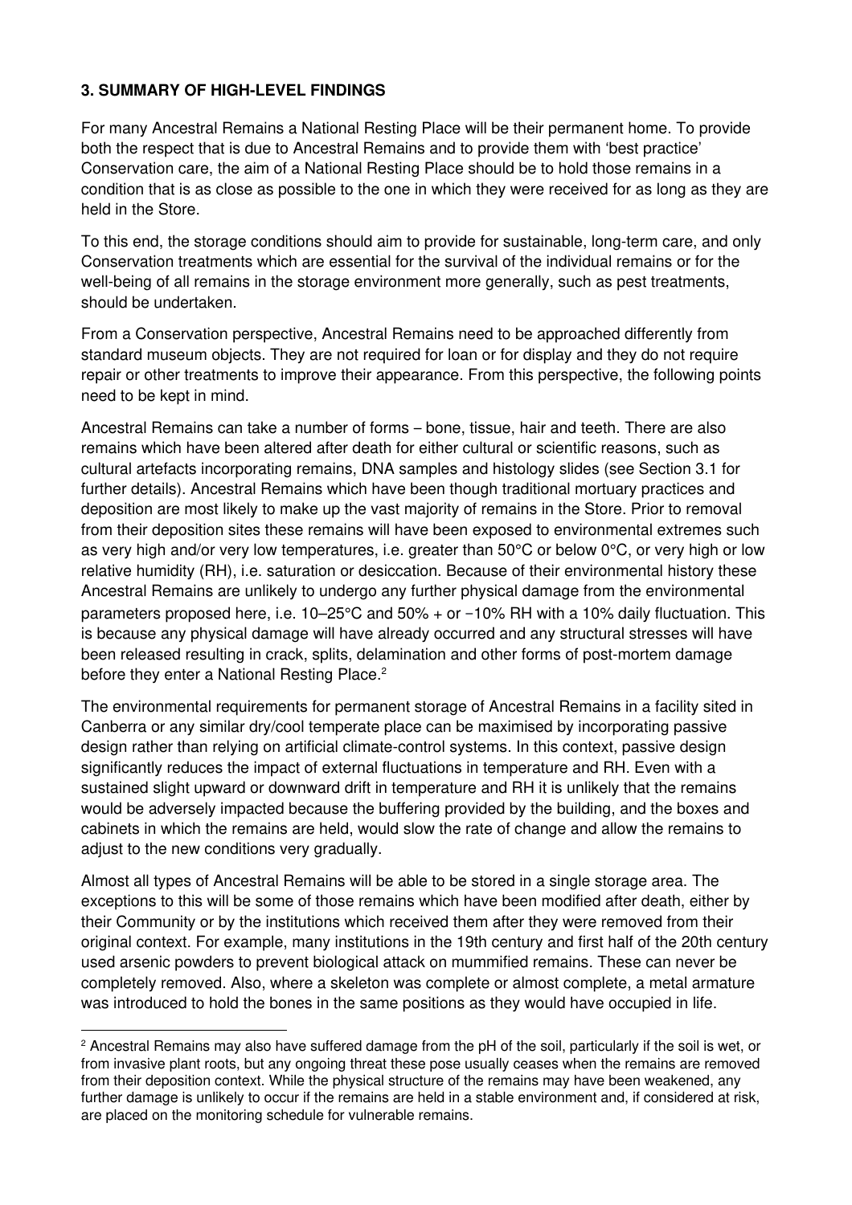## 3. SUMMARY OF HIGH-LEVEL FINDINGS

For many Ancestral Remains a National Resting Place will be their permanent home. To provide both the respect that is due to Ancestral Remains and to provide them with 'best practice' Conservation care, the aim of a National Resting Place should be to hold those remains in a condition that is as close as possible to the one in which they were received for as long as they are held in the Store.

To this end, the storage conditions should aim to provide for sustainable, long-term care, and only Conservation treatments which are essential for the survival of the individual remains or for the well-being of all remains in the storage environment more generally, such as pest treatments, should be undertaken.

From a Conservation perspective, Ancestral Remains need to be approached differently from standard museum objects. They are not required for loan or for display and they do not require repair or other treatments to improve their appearance. From this perspective, the following points need to be kept in mind.

Ancestral Remains can take a number of forms – bone, tissue, hair and teeth. There are also remains which have been altered after death for either cultural or scientific reasons, such as cultural artefacts incorporating remains, DNA samples and histology slides (see Section 3.1 for further details). Ancestral Remains which have been though traditional mortuary practices and deposition are most likely to make up the vast majority of remains in the Store. Prior to removal from their deposition sites these remains will have been exposed to environmental extremes such as very high and/or very low temperatures, i.e. greater than 50°C or below 0°C, or very high or low relative humidity (RH), i.e. saturation or desiccation. Because of their environmental history these Ancestral Remains are unlikely to undergo any further physical damage from the environmental parameters proposed here, i.e. 10–25°C and 50% + or −10% RH with a 10% daily fluctuation. This is because any physical damage will have already occurred and any structural stresses will have been released resulting in crack, splits, delamination and other forms of post-mortem damage before they enter a National Resting Place.[2]

The environmental requirements for permanent storage of Ancestral Remains in a facility sited in Canberra or any similar dry/cool temperate place can be maximised by incorporating passive design rather than relying on artificial climate-control systems. In this context, passive design significantly reduces the impact of external fluctuations in temperature and RH. Even with a sustained slight upward or downward drift in temperature and RH it is unlikely that the remains would be adversely impacted because the buffering provided by the building, and the boxes and cabinets in which the remains are held, would slow the rate of change and allow the remains to adjust to the new conditions very gradually.

Almost all types of Ancestral Remains will be able to be stored in a single storage area. The exceptions to this will be some of those remains which have been modified after death, either by their Community or by the institutions which received them after they were removed from their original context. For example, many institutions in the 19th century and first half of the 20th century used arsenic powders to prevent biological attack on mummified remains. These can never be completely removed. Also, where a skeleton was complete or almost complete, a metal armature was introduced to hold the bones in the same positions as they would have occupied in life.

---

[2] Ancestral Remains may also have suffered damage from the pH of the soil, particularly if the soil is wet, or from invasive plant roots, but any ongoing threat these pose usually ceases when the remains are removed from their deposition context. While the physical structure of the remains may have been weakened, any further damage is unlikely to occur if the remains are held in a stable environment and, if considered at risk, are placed on the monitoring schedule for vulnerable remains.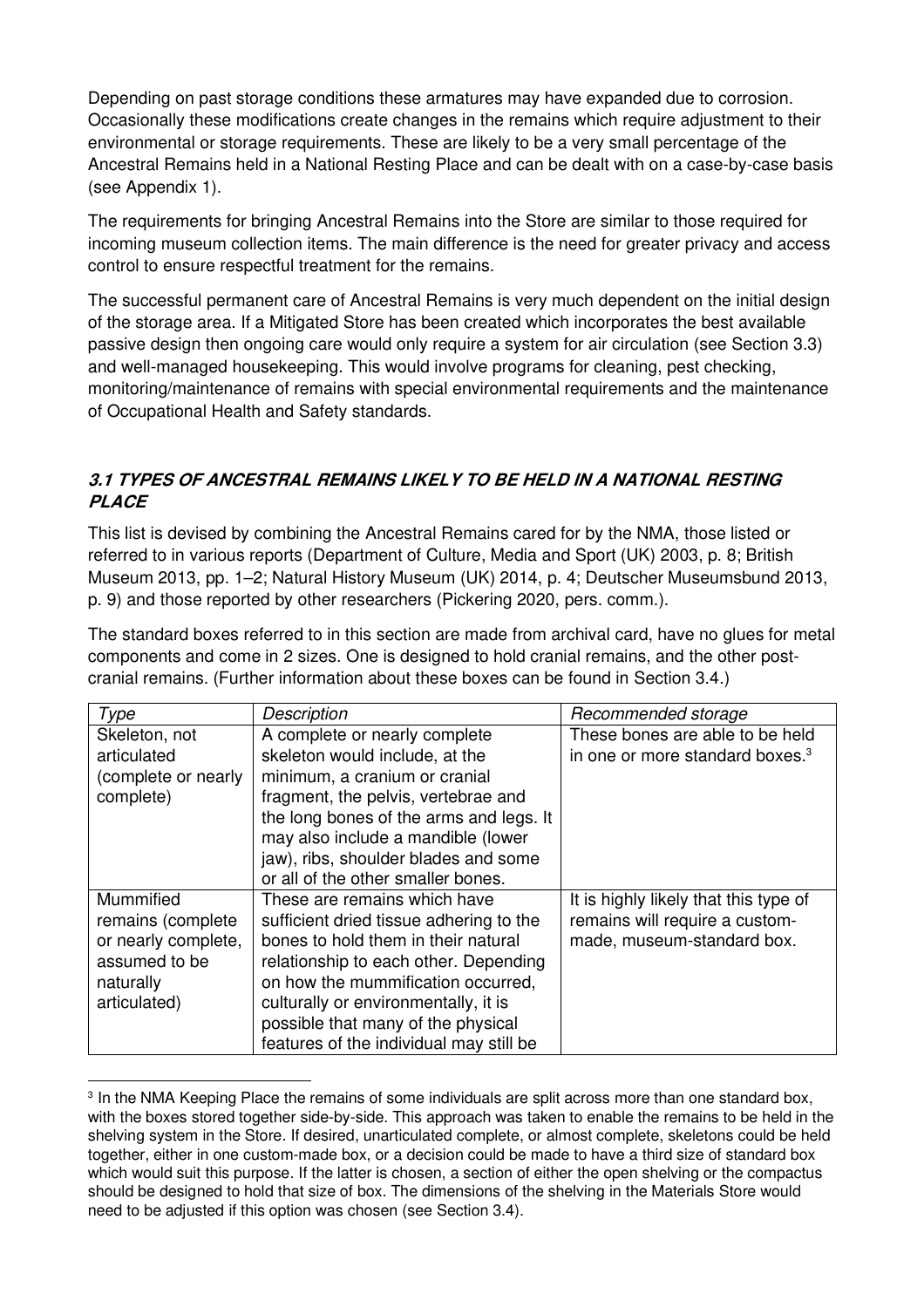Depending on past storage conditions these armatures may have expanded due to corrosion. Occasionally these modifications create changes in the remains which require adjustment to their environmental or storage requirements. These are likely to be a very small percentage of the Ancestral Remains held in a National Resting Place and can be dealt with on a case-by-case basis (see Appendix 1).

The requirements for bringing Ancestral Remains into the Store are similar to those required for incoming museum collection items. The main difference is the need for greater privacy and access control to ensure respectful treatment for the remains.

The successful permanent care of Ancestral Remains is very much dependent on the initial design of the storage area. If a Mitigated Store has been created which incorporates the best available passive design then ongoing care would only require a system for air circulation (see Section 3.3) and well-managed housekeeping. This would involve programs for cleaning, pest checking, monitoring/maintenance of remains with special environmental requirements and the maintenance of Occupational Health and Safety standards.

### *3.1 TYPES OF ANCESTRAL REMAINS LIKELY TO BE HELD IN A NATIONAL RESTING PLACE*

This list is devised by combining the Ancestral Remains cared for by the NMA, those listed or referred to in various reports (Department of Culture, Media and Sport (UK) 2003, p. 8; British Museum 2013, pp. 1–2; Natural History Museum (UK) 2014, p. 4; Deutscher Museumsbund 2013, p. 9) and those reported by other researchers (Pickering 2020, pers. comm.).

The standard boxes referred to in this section are made from archival card, have no glues for metal components and come in 2 sizes. One is designed to hold cranial remains, and the other post-cranial remains. (Further information about these boxes can be found in Section 3.4.)

| *Type* | *Description* | *Recommended storage* |
|---|---|---|
| Skeleton, not articulated (complete or nearly complete) | A complete or nearly complete skeleton would include, at the minimum, a cranium or cranial fragment, the pelvis, vertebrae and the long bones of the arms and legs. It may also include a mandible (lower jaw), ribs, shoulder blades and some or all of the other smaller bones. | These bones are able to be held in one or more standard boxes.[3] |
| Mummified remains (complete or nearly complete, assumed to be naturally articulated) | These are remains which have sufficient dried tissue adhering to the bones to hold them in their natural relationship to each other. Depending on how the mummification occurred, culturally or environmentally, it is possible that many of the physical features of the individual may still be | It is highly likely that this type of remains will require a custom-made, museum-standard box. |

[3] In the NMA Keeping Place the remains of some individuals are split across more than one standard box, with the boxes stored together side-by-side. This approach was taken to enable the remains to be held in the shelving system in the Store. If desired, unarticulated complete, or almost complete, skeletons could be held together, either in one custom-made box, or a decision could be made to have a third size of standard box which would suit this purpose. If the latter is chosen, a section of either the open shelving or the compactus should be designed to hold that size of box. The dimensions of the shelving in the Materials Store would need to be adjusted if this option was chosen (see Section 3.4).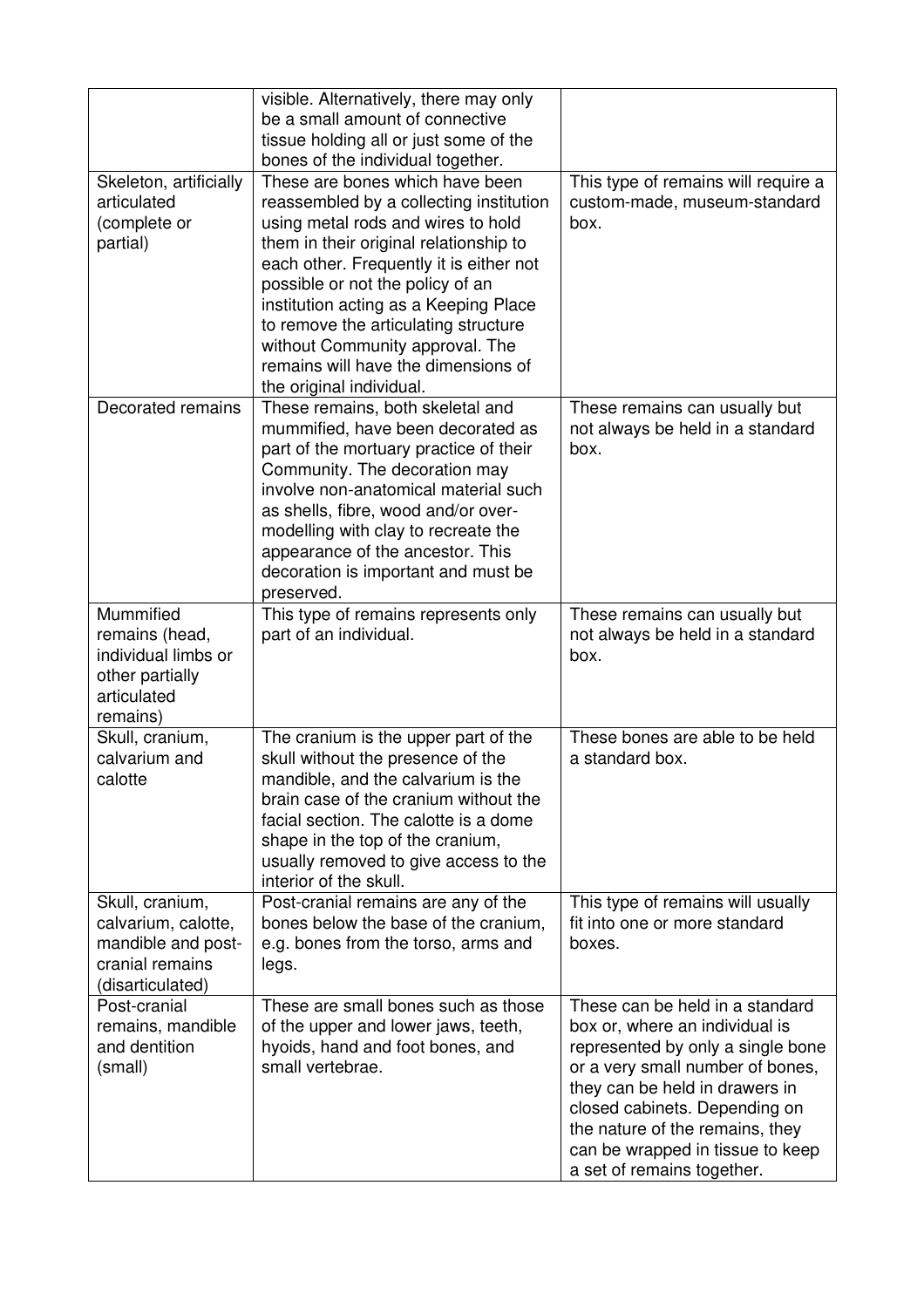|  |  |  |
| --- | --- | --- |
|  | visible. Alternatively, there may only be a small amount of connective tissue holding all or just some of the bones of the individual together. |  |
| Skeleton, artificially articulated (complete or partial) | These are bones which have been reassembled by a collecting institution using metal rods and wires to hold them in their original relationship to each other. Frequently it is either not possible or not the policy of an institution acting as a Keeping Place to remove the articulating structure without Community approval. The remains will have the dimensions of the original individual. | This type of remains will require a custom-made, museum-standard box. |
| Decorated remains | These remains, both skeletal and mummified, have been decorated as part of the mortuary practice of their Community. The decoration may involve non-anatomical material such as shells, fibre, wood and/or over-modelling with clay to recreate the appearance of the ancestor. This decoration is important and must be preserved. | These remains can usually but not always be held in a standard box. |
| Mummified remains (head, individual limbs or other partially articulated remains) | This type of remains represents only part of an individual. | These remains can usually but not always be held in a standard box. |
| Skull, cranium, calvarium and calotte | The cranium is the upper part of the skull without the presence of the mandible, and the calvarium is the brain case of the cranium without the facial section. The calotte is a dome shape in the top of the cranium, usually removed to give access to the interior of the skull. | These bones are able to be held a standard box. |
| Skull, cranium, calvarium, calotte, mandible and post-cranial remains (disarticulated) | Post-cranial remains are any of the bones below the base of the cranium, e.g. bones from the torso, arms and legs. | This type of remains will usually fit into one or more standard boxes. |
| Post-cranial remains, mandible and dentition (small) | These are small bones such as those of the upper and lower jaws, teeth, hyoids, hand and foot bones, and small vertebrae. | These can be held in a standard box or, where an individual is represented by only a single bone or a very small number of bones, they can be held in drawers in closed cabinets. Depending on the nature of the remains, they can be wrapped in tissue to keep a set of remains together. |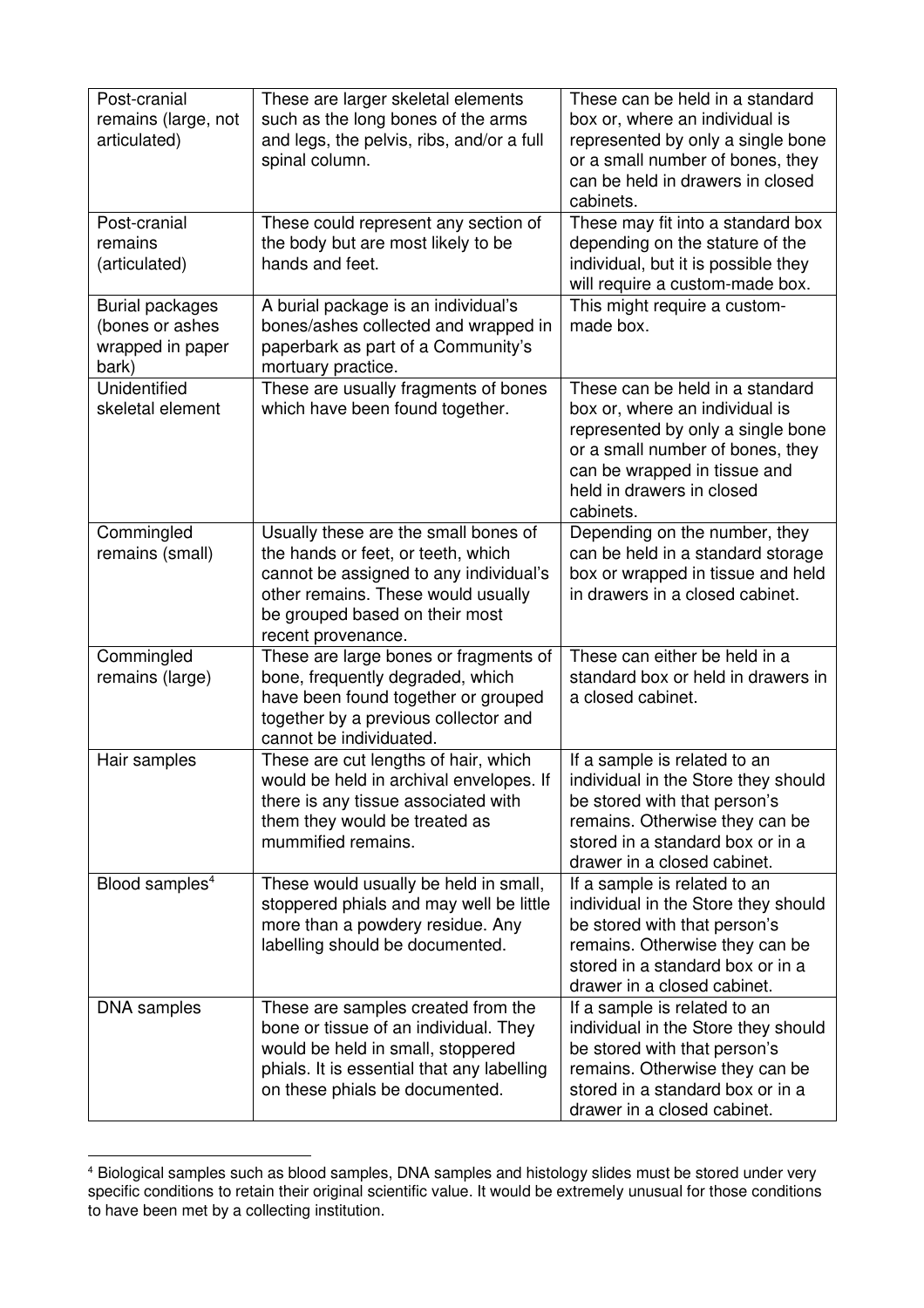| | | |
|---|---|---|
| Post-cranial remains (large, not articulated) | These are larger skeletal elements such as the long bones of the arms and legs, the pelvis, ribs, and/or a full spinal column. | These can be held in a standard box or, where an individual is represented by only a single bone or a small number of bones, they can be held in drawers in closed cabinets. |
| Post-cranial remains (articulated) | These could represent any section of the body but are most likely to be hands and feet. | These may fit into a standard box depending on the stature of the individual, but it is possible they will require a custom-made box. |
| Burial packages (bones or ashes wrapped in paper bark) | A burial package is an individual's bones/ashes collected and wrapped in paperbark as part of a Community's mortuary practice. | This might require a custom-made box. |
| Unidentified skeletal element | These are usually fragments of bones which have been found together. | These can be held in a standard box or, where an individual is represented by only a single bone or a small number of bones, they can be wrapped in tissue and held in drawers in closed cabinets. |
| Commingled remains (small) | Usually these are the small bones of the hands or feet, or teeth, which cannot be assigned to any individual's other remains. These would usually be grouped based on their most recent provenance. | Depending on the number, they can be held in a standard storage box or wrapped in tissue and held in drawers in a closed cabinet. |
| Commingled remains (large) | These are large bones or fragments of bone, frequently degraded, which have been found together or grouped together by a previous collector and cannot be individuated. | These can either be held in a standard box or held in drawers in a closed cabinet. |
| Hair samples | These are cut lengths of hair, which would be held in archival envelopes. If there is any tissue associated with them they would be treated as mummified remains. | If a sample is related to an individual in the Store they should be stored with that person's remains. Otherwise they can be stored in a standard box or in a drawer in a closed cabinet. |
| Blood samples[4] | These would usually be held in small, stoppered phials and may well be little more than a powdery residue. Any labelling should be documented. | If a sample is related to an individual in the Store they should be stored with that person's remains. Otherwise they can be stored in a standard box or in a drawer in a closed cabinet. |
| DNA samples | These are samples created from the bone or tissue of an individual. They would be held in small, stoppered phials. It is essential that any labelling on these phials be documented. | If a sample is related to an individual in the Store they should be stored with that person's remains. Otherwise they can be stored in a standard box or in a drawer in a closed cabinet. |

[4] Biological samples such as blood samples, DNA samples and histology slides must be stored under very specific conditions to retain their original scientific value. It would be extremely unusual for those conditions to have been met by a collecting institution.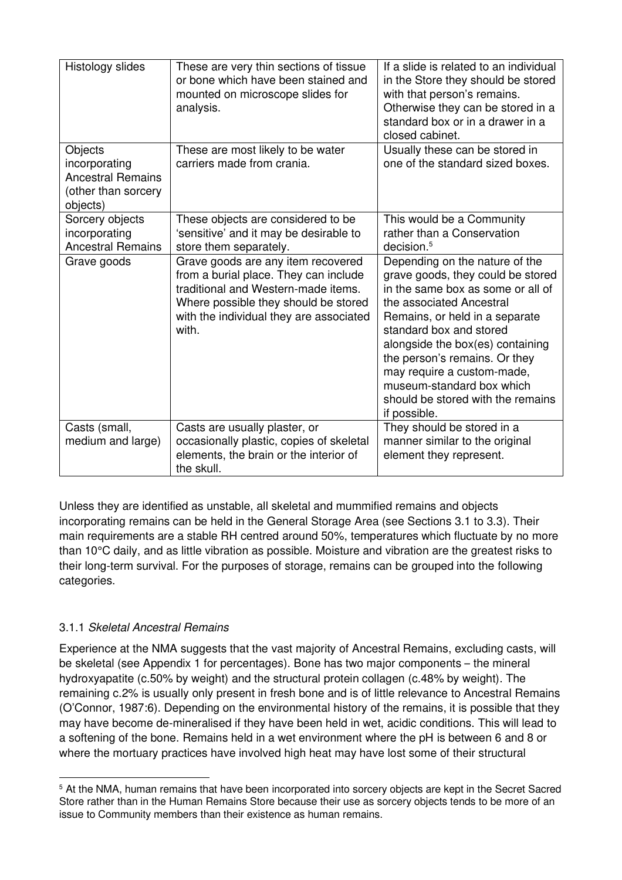| Histology slides | These are very thin sections of tissue or bone which have been stained and mounted on microscope slides for analysis. | If a slide is related to an individual in the Store they should be stored with that person's remains. Otherwise they can be stored in a standard box or in a drawer in a closed cabinet. |
|---|---|---|
| Objects incorporating Ancestral Remains (other than sorcery objects) | These are most likely to be water carriers made from crania. | Usually these can be stored in one of the standard sized boxes. |
| Sorcery objects incorporating Ancestral Remains | These objects are considered to be 'sensitive' and it may be desirable to store them separately. | This would be a Community rather than a Conservation decision.[5] |
| Grave goods | Grave goods are any item recovered from a burial place. They can include traditional and Western-made items. Where possible they should be stored with the individual they are associated with. | Depending on the nature of the grave goods, they could be stored in the same box as some or all of the associated Ancestral Remains, or held in a separate standard box and stored alongside the box(es) containing the person's remains. Or they may require a custom-made, museum-standard box which should be stored with the remains if possible. |
| Casts (small, medium and large) | Casts are usually plaster, or occasionally plastic, copies of skeletal elements, the brain or the interior of the skull. | They should be stored in a manner similar to the original element they represent. |

Unless they are identified as unstable, all skeletal and mummified remains and objects incorporating remains can be held in the General Storage Area (see Sections 3.1 to 3.3). Their main requirements are a stable RH centred around 50%, temperatures which fluctuate by no more than 10°C daily, and as little vibration as possible. Moisture and vibration are the greatest risks to their long-term survival. For the purposes of storage, remains can be grouped into the following categories.

### 3.1.1 *Skeletal Ancestral Remains*

Experience at the NMA suggests that the vast majority of Ancestral Remains, excluding casts, will be skeletal (see Appendix 1 for percentages). Bone has two major components – the mineral hydroxyapatite (c.50% by weight) and the structural protein collagen (c.48% by weight). The remaining c.2% is usually only present in fresh bone and is of little relevance to Ancestral Remains (O'Connor, 1987:6). Depending on the environmental history of the remains, it is possible that they may have become de-mineralised if they have been held in wet, acidic conditions. This will lead to a softening of the bone. Remains held in a wet environment where the pH is between 6 and 8 or where the mortuary practices have involved high heat may have lost some of their structural

[5] At the NMA, human remains that have been incorporated into sorcery objects are kept in the Secret Sacred Store rather than in the Human Remains Store because their use as sorcery objects tends to be more of an issue to Community members than their existence as human remains.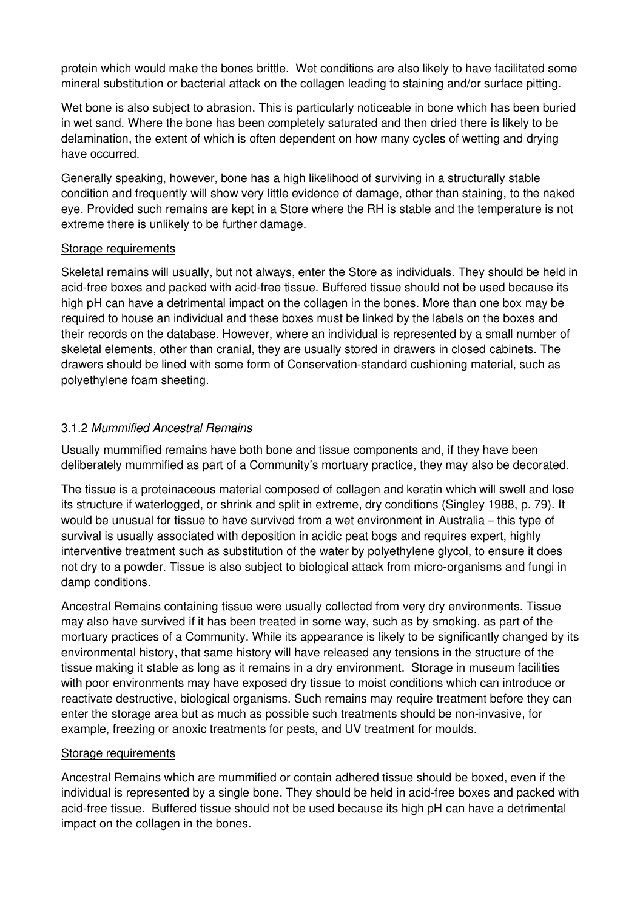protein which would make the bones brittle. Wet conditions are also likely to have facilitated some mineral substitution or bacterial attack on the collagen leading to staining and/or surface pitting.

Wet bone is also subject to abrasion. This is particularly noticeable in bone which has been buried in wet sand. Where the bone has been completely saturated and then dried there is likely to be delamination, the extent of which is often dependent on how many cycles of wetting and drying have occurred.

Generally speaking, however, bone has a high likelihood of surviving in a structurally stable condition and frequently will show very little evidence of damage, other than staining, to the naked eye. Provided such remains are kept in a Store where the RH is stable and the temperature is not extreme there is unlikely to be further damage.

<u>Storage requirements</u>

Skeletal remains will usually, but not always, enter the Store as individuals. They should be held in acid-free boxes and packed with acid-free tissue. Buffered tissue should not be used because its high pH can have a detrimental impact on the collagen in the bones. More than one box may be required to house an individual and these boxes must be linked by the labels on the boxes and their records on the database. However, where an individual is represented by a small number of skeletal elements, other than cranial, they are usually stored in drawers in closed cabinets. The drawers should be lined with some form of Conservation-standard cushioning material, such as polyethylene foam sheeting.

### 3.1.2 *Mummified Ancestral Remains*

Usually mummified remains have both bone and tissue components and, if they have been deliberately mummified as part of a Community's mortuary practice, they may also be decorated.

The tissue is a proteinaceous material composed of collagen and keratin which will swell and lose its structure if waterlogged, or shrink and split in extreme, dry conditions (Singley 1988, p. 79). It would be unusual for tissue to have survived from a wet environment in Australia – this type of survival is usually associated with deposition in acidic peat bogs and requires expert, highly interventive treatment such as substitution of the water by polyethylene glycol, to ensure it does not dry to a powder. Tissue is also subject to biological attack from micro-organisms and fungi in damp conditions.

Ancestral Remains containing tissue were usually collected from very dry environments. Tissue may also have survived if it has been treated in some way, such as by smoking, as part of the mortuary practices of a Community. While its appearance is likely to be significantly changed by its environmental history, that same history will have released any tensions in the structure of the tissue making it stable as long as it remains in a dry environment. Storage in museum facilities with poor environments may have exposed dry tissue to moist conditions which can introduce or reactivate destructive, biological organisms. Such remains may require treatment before they can enter the storage area but as much as possible such treatments should be non-invasive, for example, freezing or anoxic treatments for pests, and UV treatment for moulds.

<u>Storage requirements</u>

Ancestral Remains which are mummified or contain adhered tissue should be boxed, even if the individual is represented by a single bone. They should be held in acid-free boxes and packed with acid-free tissue. Buffered tissue should not be used because its high pH can have a detrimental impact on the collagen in the bones.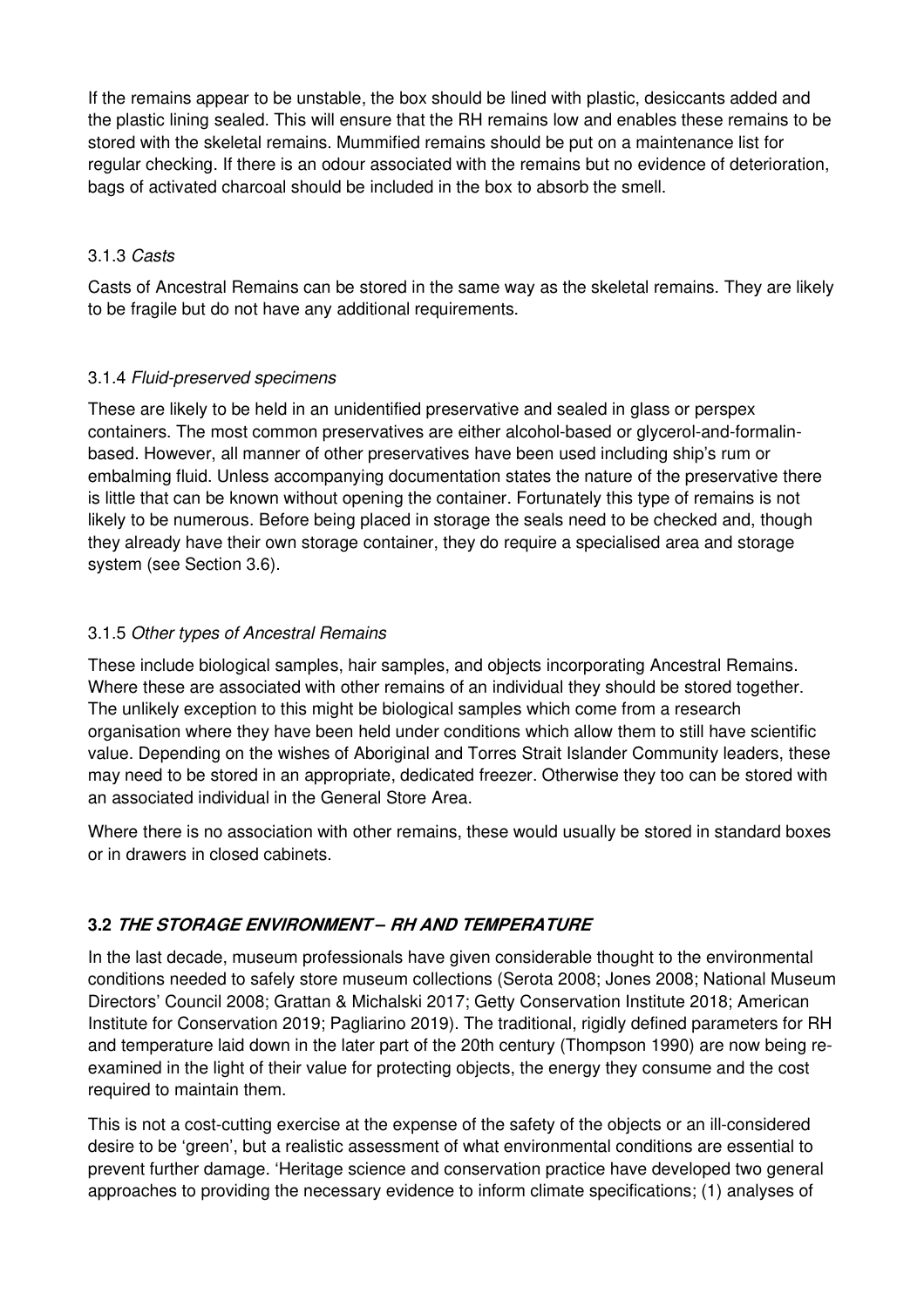If the remains appear to be unstable, the box should be lined with plastic, desiccants added and the plastic lining sealed. This will ensure that the RH remains low and enables these remains to be stored with the skeletal remains. Mummified remains should be put on a maintenance list for regular checking. If there is an odour associated with the remains but no evidence of deterioration, bags of activated charcoal should be included in the box to absorb the smell.

### 3.1.3 *Casts*

Casts of Ancestral Remains can be stored in the same way as the skeletal remains. They are likely to be fragile but do not have any additional requirements.

### 3.1.4 *Fluid-preserved specimens*

These are likely to be held in an unidentified preservative and sealed in glass or perspex containers. The most common preservatives are either alcohol-based or glycerol-and-formalin-based. However, all manner of other preservatives have been used including ship's rum or embalming fluid. Unless accompanying documentation states the nature of the preservative there is little that can be known without opening the container. Fortunately this type of remains is not likely to be numerous. Before being placed in storage the seals need to be checked and, though they already have their own storage container, they do require a specialised area and storage system (see Section 3.6).

### 3.1.5 *Other types of Ancestral Remains*

These include biological samples, hair samples, and objects incorporating Ancestral Remains. Where these are associated with other remains of an individual they should be stored together. The unlikely exception to this might be biological samples which come from a research organisation where they have been held under conditions which allow them to still have scientific value. Depending on the wishes of Aboriginal and Torres Strait Islander Community leaders, these may need to be stored in an appropriate, dedicated freezer. Otherwise they too can be stored with an associated individual in the General Store Area.

Where there is no association with other remains, these would usually be stored in standard boxes or in drawers in closed cabinets.

## 3.2 *THE STORAGE ENVIRONMENT – RH AND TEMPERATURE*

In the last decade, museum professionals have given considerable thought to the environmental conditions needed to safely store museum collections (Serota 2008; Jones 2008; National Museum Directors' Council 2008; Grattan & Michalski 2017; Getty Conservation Institute 2018; American Institute for Conservation 2019; Pagliarino 2019). The traditional, rigidly defined parameters for RH and temperature laid down in the later part of the 20th century (Thompson 1990) are now being re-examined in the light of their value for protecting objects, the energy they consume and the cost required to maintain them.

This is not a cost-cutting exercise at the expense of the safety of the objects or an ill-considered desire to be 'green', but a realistic assessment of what environmental conditions are essential to prevent further damage. 'Heritage science and conservation practice have developed two general approaches to providing the necessary evidence to inform climate specifications; (1) analyses of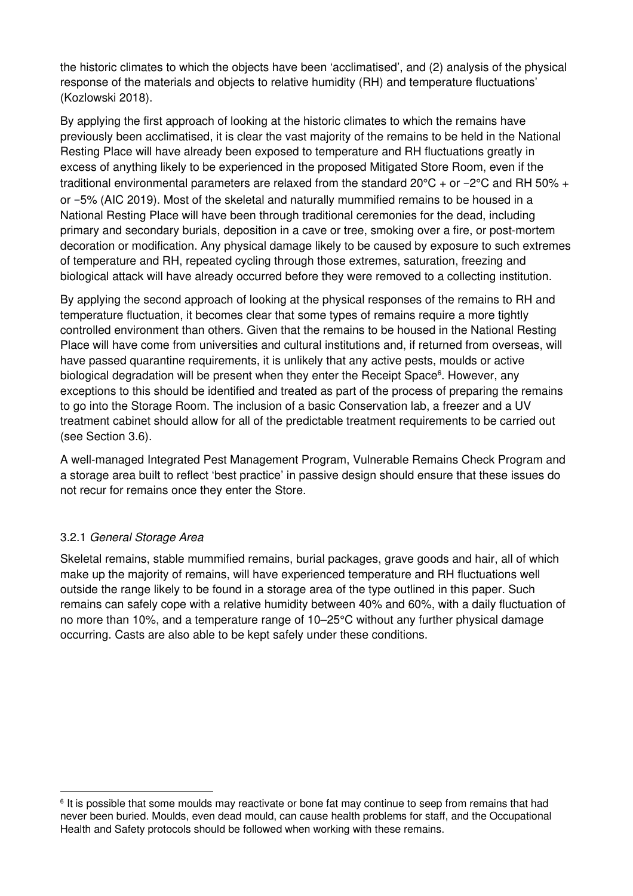the historic climates to which the objects have been 'acclimatised', and (2) analysis of the physical response of the materials and objects to relative humidity (RH) and temperature fluctuations' (Kozlowski 2018).

By applying the first approach of looking at the historic climates to which the remains have previously been acclimatised, it is clear the vast majority of the remains to be held in the National Resting Place will have already been exposed to temperature and RH fluctuations greatly in excess of anything likely to be experienced in the proposed Mitigated Store Room, even if the traditional environmental parameters are relaxed from the standard 20°C + or −2°C and RH 50% + or −5% (AIC 2019). Most of the skeletal and naturally mummified remains to be housed in a National Resting Place will have been through traditional ceremonies for the dead, including primary and secondary burials, deposition in a cave or tree, smoking over a fire, or post-mortem decoration or modification. Any physical damage likely to be caused by exposure to such extremes of temperature and RH, repeated cycling through those extremes, saturation, freezing and biological attack will have already occurred before they were removed to a collecting institution.

By applying the second approach of looking at the physical responses of the remains to RH and temperature fluctuation, it becomes clear that some types of remains require a more tightly controlled environment than others. Given that the remains to be housed in the National Resting Place will have come from universities and cultural institutions and, if returned from overseas, will have passed quarantine requirements, it is unlikely that any active pests, moulds or active biological degradation will be present when they enter the Receipt Space[6]. However, any exceptions to this should be identified and treated as part of the process of preparing the remains to go into the Storage Room. The inclusion of a basic Conservation lab, a freezer and a UV treatment cabinet should allow for all of the predictable treatment requirements to be carried out (see Section 3.6).

A well-managed Integrated Pest Management Program, Vulnerable Remains Check Program and a storage area built to reflect 'best practice' in passive design should ensure that these issues do not recur for remains once they enter the Store.

### 3.2.1 *General Storage Area*

Skeletal remains, stable mummified remains, burial packages, grave goods and hair, all of which make up the majority of remains, will have experienced temperature and RH fluctuations well outside the range likely to be found in a storage area of the type outlined in this paper. Such remains can safely cope with a relative humidity between 40% and 60%, with a daily fluctuation of no more than 10%, and a temperature range of 10–25°C without any further physical damage occurring. Casts are also able to be kept safely under these conditions.

[6] It is possible that some moulds may reactivate or bone fat may continue to seep from remains that had never been buried. Moulds, even dead mould, can cause health problems for staff, and the Occupational Health and Safety protocols should be followed when working with these remains.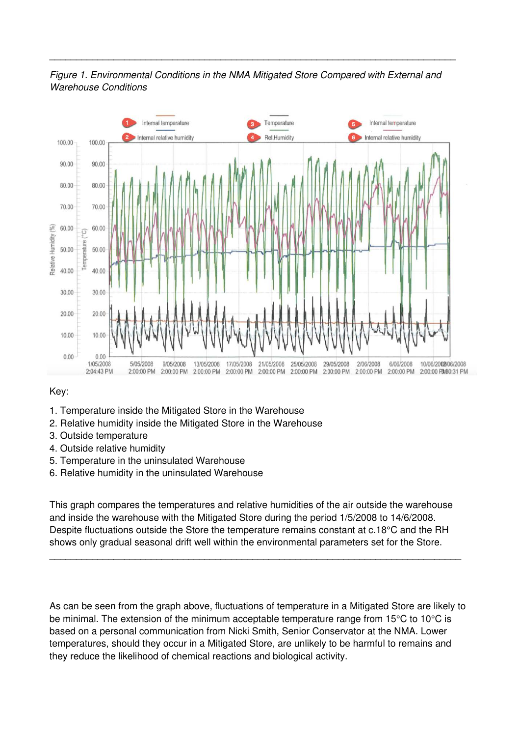---

*Figure 1. Environmental Conditions in the NMA Mitigated Store Compared with External and Warehouse Conditions*

Key:

1. Temperature inside the Mitigated Store in the Warehouse
2. Relative humidity inside the Mitigated Store in the Warehouse
3. Outside temperature
4. Outside relative humidity
5. Temperature in the uninsulated Warehouse
6. Relative humidity in the uninsulated Warehouse

This graph compares the temperatures and relative humidities of the air outside the warehouse and inside the warehouse with the Mitigated Store during the period 1/5/2008 to 14/6/2008. Despite fluctuations outside the Store the temperature remains constant at c.18°C and the RH shows only gradual seasonal drift well within the environmental parameters set for the Store.

---

As can be seen from the graph above, fluctuations of temperature in a Mitigated Store are likely to be minimal. The extension of the minimum acceptable temperature range from 15°C to 10°C is based on a personal communication from Nicki Smith, Senior Conservator at the NMA. Lower temperatures, should they occur in a Mitigated Store, are unlikely to be harmful to remains and they reduce the likelihood of chemical reactions and biological activity.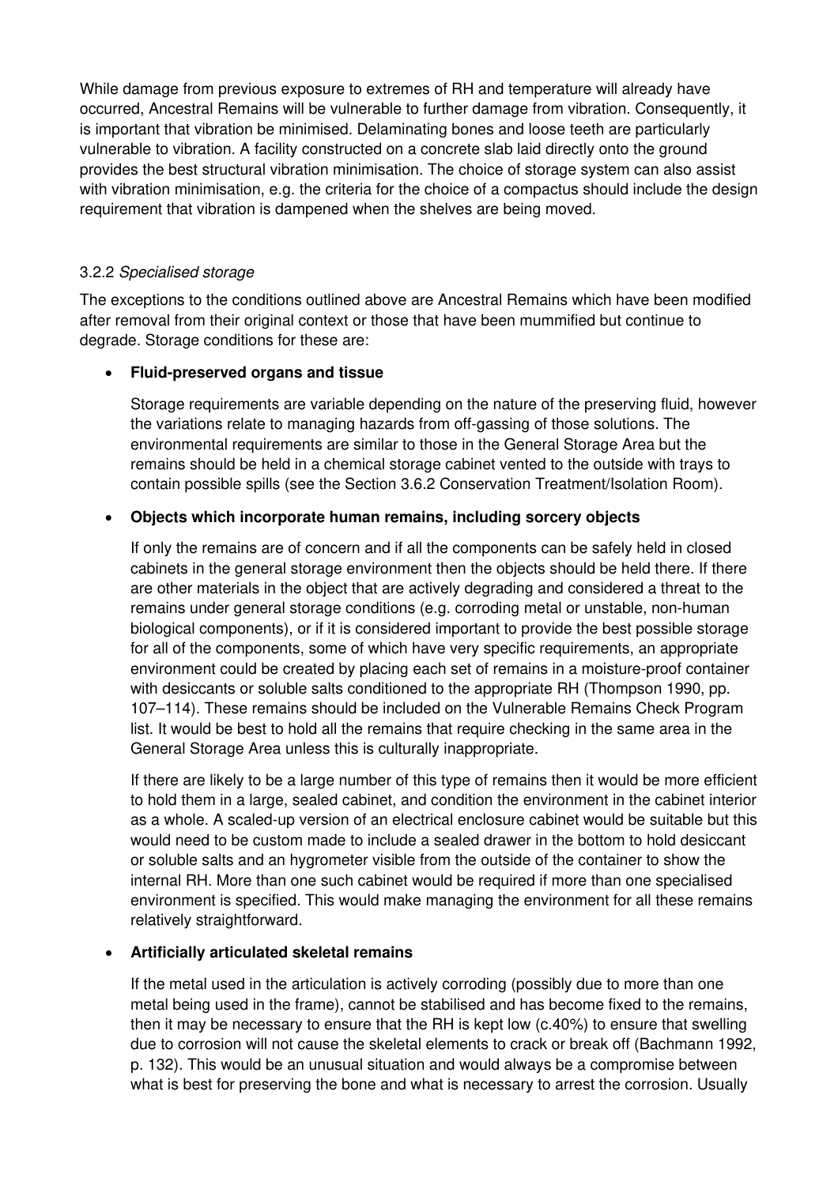While damage from previous exposure to extremes of RH and temperature will already have occurred, Ancestral Remains will be vulnerable to further damage from vibration. Consequently, it is important that vibration be minimised. Delaminating bones and loose teeth are particularly vulnerable to vibration. A facility constructed on a concrete slab laid directly onto the ground provides the best structural vibration minimisation. The choice of storage system can also assist with vibration minimisation, e.g. the criteria for the choice of a compactus should include the design requirement that vibration is dampened when the shelves are being moved.

### 3.2.2 *Specialised storage*

The exceptions to the conditions outlined above are Ancestral Remains which have been modified after removal from their original context or those that have been mummified but continue to degrade. Storage conditions for these are:

- **Fluid-preserved organs and tissue**

  Storage requirements are variable depending on the nature of the preserving fluid, however the variations relate to managing hazards from off-gassing of those solutions. The environmental requirements are similar to those in the General Storage Area but the remains should be held in a chemical storage cabinet vented to the outside with trays to contain possible spills (see the Section 3.6.2 Conservation Treatment/Isolation Room).

- **Objects which incorporate human remains, including sorcery objects**

  If only the remains are of concern and if all the components can be safely held in closed cabinets in the general storage environment then the objects should be held there. If there are other materials in the object that are actively degrading and considered a threat to the remains under general storage conditions (e.g. corroding metal or unstable, non-human biological components), or if it is considered important to provide the best possible storage for all of the components, some of which have very specific requirements, an appropriate environment could be created by placing each set of remains in a moisture-proof container with desiccants or soluble salts conditioned to the appropriate RH (Thompson 1990, pp. 107–114). These remains should be included on the Vulnerable Remains Check Program list. It would be best to hold all the remains that require checking in the same area in the General Storage Area unless this is culturally inappropriate.

  If there are likely to be a large number of this type of remains then it would be more efficient to hold them in a large, sealed cabinet, and condition the environment in the cabinet interior as a whole. A scaled-up version of an electrical enclosure cabinet would be suitable but this would need to be custom made to include a sealed drawer in the bottom to hold desiccant or soluble salts and an hygrometer visible from the outside of the container to show the internal RH. More than one such cabinet would be required if more than one specialised environment is specified. This would make managing the environment for all these remains relatively straightforward.

- **Artificially articulated skeletal remains**

  If the metal used in the articulation is actively corroding (possibly due to more than one metal being used in the frame), cannot be stabilised and has become fixed to the remains, then it may be necessary to ensure that the RH is kept low (c.40%) to ensure that swelling due to corrosion will not cause the skeletal elements to crack or break off (Bachmann 1992, p. 132). This would be an unusual situation and would always be a compromise between what is best for preserving the bone and what is necessary to arrest the corrosion. Usually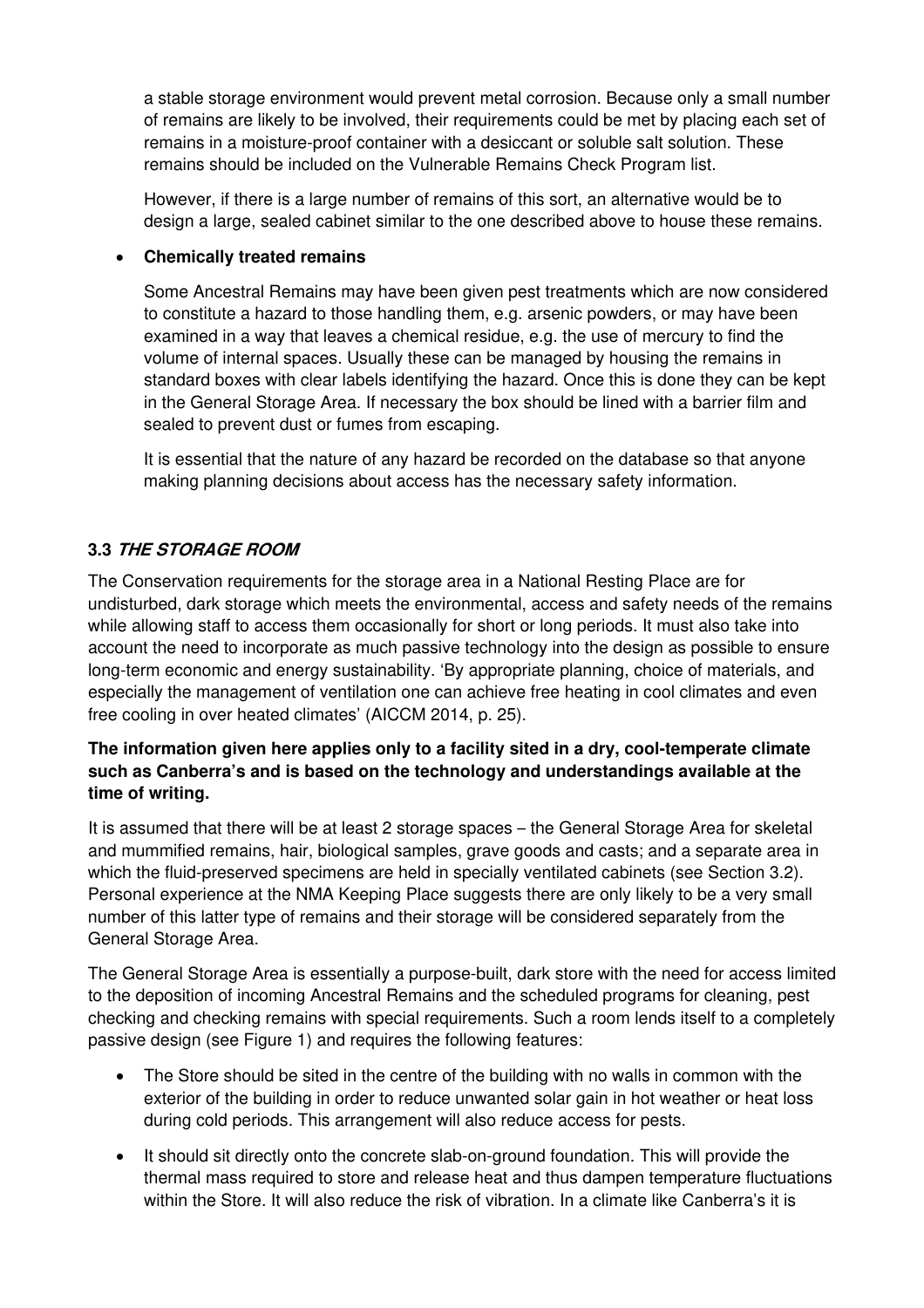a stable storage environment would prevent metal corrosion. Because only a small number of remains are likely to be involved, their requirements could be met by placing each set of remains in a moisture-proof container with a desiccant or soluble salt solution. These remains should be included on the Vulnerable Remains Check Program list.

However, if there is a large number of remains of this sort, an alternative would be to design a large, sealed cabinet similar to the one described above to house these remains.

- **Chemically treated remains**

  Some Ancestral Remains may have been given pest treatments which are now considered to constitute a hazard to those handling them, e.g. arsenic powders, or may have been examined in a way that leaves a chemical residue, e.g. the use of mercury to find the volume of internal spaces. Usually these can be managed by housing the remains in standard boxes with clear labels identifying the hazard. Once this is done they can be kept in the General Storage Area. If necessary the box should be lined with a barrier film and sealed to prevent dust or fumes from escaping.

  It is essential that the nature of any hazard be recorded on the database so that anyone making planning decisions about access has the necessary safety information.

### 3.3 *THE STORAGE ROOM*

The Conservation requirements for the storage area in a National Resting Place are for undisturbed, dark storage which meets the environmental, access and safety needs of the remains while allowing staff to access them occasionally for short or long periods. It must also take into account the need to incorporate as much passive technology into the design as possible to ensure long-term economic and energy sustainability. 'By appropriate planning, choice of materials, and especially the management of ventilation one can achieve free heating in cool climates and even free cooling in over heated climates' (AICCM 2014, p. 25).

**The information given here applies only to a facility sited in a dry, cool-temperate climate such as Canberra's and is based on the technology and understandings available at the time of writing.**

It is assumed that there will be at least 2 storage spaces – the General Storage Area for skeletal and mummified remains, hair, biological samples, grave goods and casts; and a separate area in which the fluid-preserved specimens are held in specially ventilated cabinets (see Section 3.2). Personal experience at the NMA Keeping Place suggests there are only likely to be a very small number of this latter type of remains and their storage will be considered separately from the General Storage Area.

The General Storage Area is essentially a purpose-built, dark store with the need for access limited to the deposition of incoming Ancestral Remains and the scheduled programs for cleaning, pest checking and checking remains with special requirements. Such a room lends itself to a completely passive design (see Figure 1) and requires the following features:

- The Store should be sited in the centre of the building with no walls in common with the exterior of the building in order to reduce unwanted solar gain in hot weather or heat loss during cold periods. This arrangement will also reduce access for pests.
- It should sit directly onto the concrete slab-on-ground foundation. This will provide the thermal mass required to store and release heat and thus dampen temperature fluctuations within the Store. It will also reduce the risk of vibration. In a climate like Canberra's it is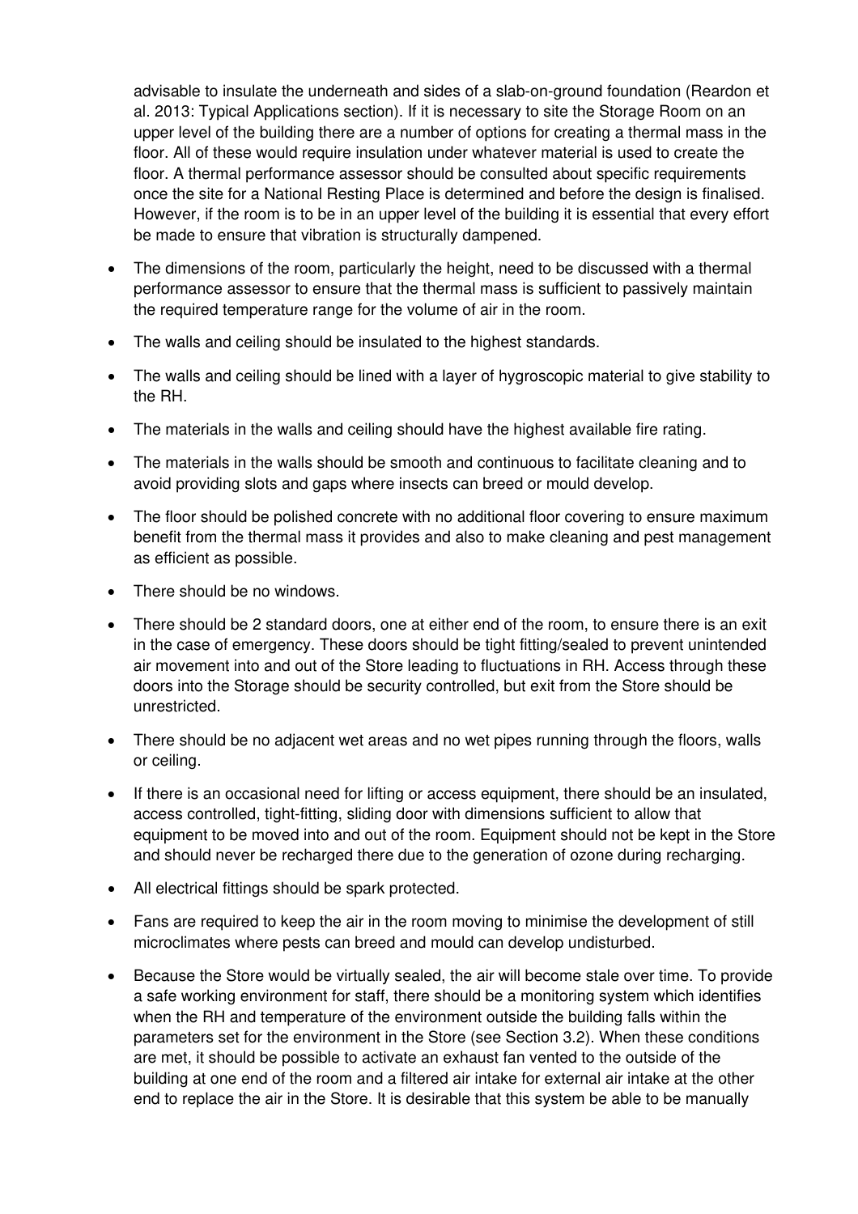advisable to insulate the underneath and sides of a slab-on-ground foundation (Reardon et al. 2013: Typical Applications section). If it is necessary to site the Storage Room on an upper level of the building there are a number of options for creating a thermal mass in the floor. All of these would require insulation under whatever material is used to create the floor. A thermal performance assessor should be consulted about specific requirements once the site for a National Resting Place is determined and before the design is finalised. However, if the room is to be in an upper level of the building it is essential that every effort be made to ensure that vibration is structurally dampened.

- The dimensions of the room, particularly the height, need to be discussed with a thermal performance assessor to ensure that the thermal mass is sufficient to passively maintain the required temperature range for the volume of air in the room.
- The walls and ceiling should be insulated to the highest standards.
- The walls and ceiling should be lined with a layer of hygroscopic material to give stability to the RH.
- The materials in the walls and ceiling should have the highest available fire rating.
- The materials in the walls should be smooth and continuous to facilitate cleaning and to avoid providing slots and gaps where insects can breed or mould develop.
- The floor should be polished concrete with no additional floor covering to ensure maximum benefit from the thermal mass it provides and also to make cleaning and pest management as efficient as possible.
- There should be no windows.
- There should be 2 standard doors, one at either end of the room, to ensure there is an exit in the case of emergency. These doors should be tight fitting/sealed to prevent unintended air movement into and out of the Store leading to fluctuations in RH. Access through these doors into the Storage should be security controlled, but exit from the Store should be unrestricted.
- There should be no adjacent wet areas and no wet pipes running through the floors, walls or ceiling.
- If there is an occasional need for lifting or access equipment, there should be an insulated, access controlled, tight-fitting, sliding door with dimensions sufficient to allow that equipment to be moved into and out of the room. Equipment should not be kept in the Store and should never be recharged there due to the generation of ozone during recharging.
- All electrical fittings should be spark protected.
- Fans are required to keep the air in the room moving to minimise the development of still microclimates where pests can breed and mould can develop undisturbed.
- Because the Store would be virtually sealed, the air will become stale over time. To provide a safe working environment for staff, there should be a monitoring system which identifies when the RH and temperature of the environment outside the building falls within the parameters set for the environment in the Store (see Section 3.2). When these conditions are met, it should be possible to activate an exhaust fan vented to the outside of the building at one end of the room and a filtered air intake for external air intake at the other end to replace the air in the Store. It is desirable that this system be able to be manually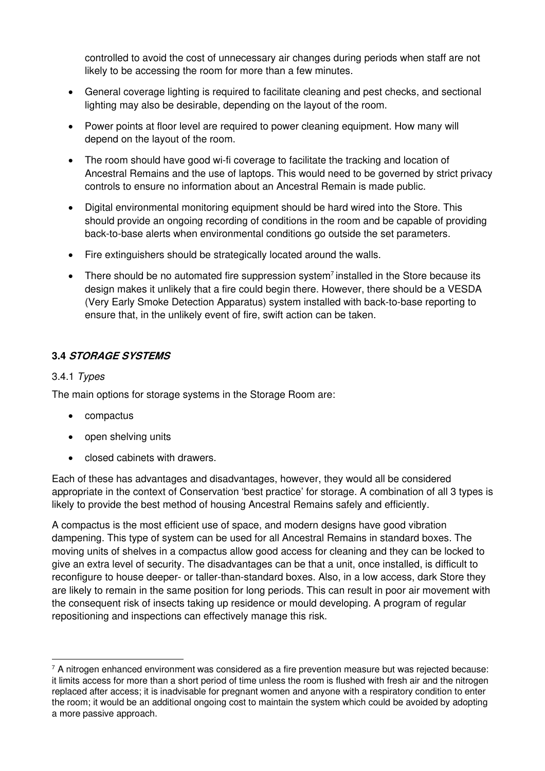controlled to avoid the cost of unnecessary air changes during periods when staff are not likely to be accessing the room for more than a few minutes.

- General coverage lighting is required to facilitate cleaning and pest checks, and sectional lighting may also be desirable, depending on the layout of the room.
- Power points at floor level are required to power cleaning equipment. How many will depend on the layout of the room.
- The room should have good wi-fi coverage to facilitate the tracking and location of Ancestral Remains and the use of laptops. This would need to be governed by strict privacy controls to ensure no information about an Ancestral Remain is made public.
- Digital environmental monitoring equipment should be hard wired into the Store. This should provide an ongoing recording of conditions in the room and be capable of providing back-to-base alerts when environmental conditions go outside the set parameters.
- Fire extinguishers should be strategically located around the walls.
- There should be no automated fire suppression system[7] installed in the Store because its design makes it unlikely that a fire could begin there. However, there should be a VESDA (Very Early Smoke Detection Apparatus) system installed with back-to-base reporting to ensure that, in the unlikely event of fire, swift action can be taken.

### 3.4 *STORAGE SYSTEMS*

3.4.1 *Types*

The main options for storage systems in the Storage Room are:

- compactus
- open shelving units
- closed cabinets with drawers.

Each of these has advantages and disadvantages, however, they would all be considered appropriate in the context of Conservation 'best practice' for storage. A combination of all 3 types is likely to provide the best method of housing Ancestral Remains safely and efficiently.

A compactus is the most efficient use of space, and modern designs have good vibration dampening. This type of system can be used for all Ancestral Remains in standard boxes. The moving units of shelves in a compactus allow good access for cleaning and they can be locked to give an extra level of security. The disadvantages can be that a unit, once installed, is difficult to reconfigure to house deeper- or taller-than-standard boxes. Also, in a low access, dark Store they are likely to remain in the same position for long periods. This can result in poor air movement with the consequent risk of insects taking up residence or mould developing. A program of regular repositioning and inspections can effectively manage this risk.

---

[7] A nitrogen enhanced environment was considered as a fire prevention measure but was rejected because: it limits access for more than a short period of time unless the room is flushed with fresh air and the nitrogen replaced after access; it is inadvisable for pregnant women and anyone with a respiratory condition to enter the room; it would be an additional ongoing cost to maintain the system which could be avoided by adopting a more passive approach.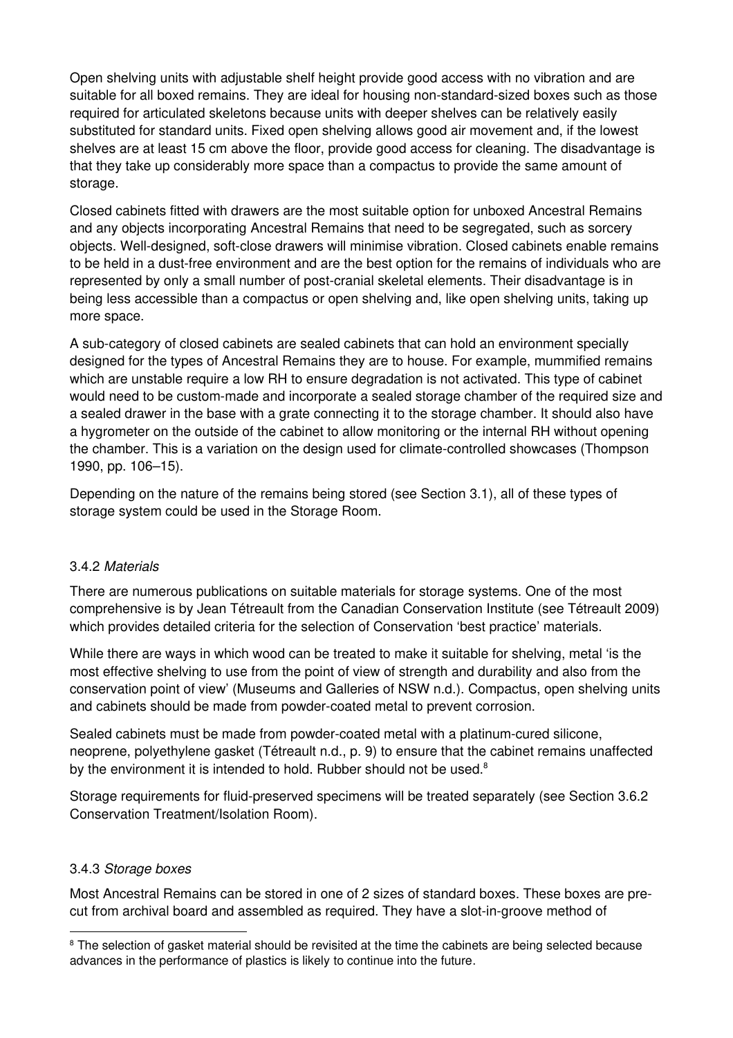Open shelving units with adjustable shelf height provide good access with no vibration and are suitable for all boxed remains. They are ideal for housing non-standard-sized boxes such as those required for articulated skeletons because units with deeper shelves can be relatively easily substituted for standard units. Fixed open shelving allows good air movement and, if the lowest shelves are at least 15 cm above the floor, provide good access for cleaning. The disadvantage is that they take up considerably more space than a compactus to provide the same amount of storage.

Closed cabinets fitted with drawers are the most suitable option for unboxed Ancestral Remains and any objects incorporating Ancestral Remains that need to be segregated, such as sorcery objects. Well-designed, soft-close drawers will minimise vibration. Closed cabinets enable remains to be held in a dust-free environment and are the best option for the remains of individuals who are represented by only a small number of post-cranial skeletal elements. Their disadvantage is in being less accessible than a compactus or open shelving and, like open shelving units, taking up more space.

A sub-category of closed cabinets are sealed cabinets that can hold an environment specially designed for the types of Ancestral Remains they are to house. For example, mummified remains which are unstable require a low RH to ensure degradation is not activated. This type of cabinet would need to be custom-made and incorporate a sealed storage chamber of the required size and a sealed drawer in the base with a grate connecting it to the storage chamber. It should also have a hygrometer on the outside of the cabinet to allow monitoring or the internal RH without opening the chamber. This is a variation on the design used for climate-controlled showcases (Thompson 1990, pp. 106–15).

Depending on the nature of the remains being stored (see Section 3.1), all of these types of storage system could be used in the Storage Room.

### 3.4.2 *Materials*

There are numerous publications on suitable materials for storage systems. One of the most comprehensive is by Jean Tétreault from the Canadian Conservation Institute (see Tétreault 2009) which provides detailed criteria for the selection of Conservation 'best practice' materials.

While there are ways in which wood can be treated to make it suitable for shelving, metal 'is the most effective shelving to use from the point of view of strength and durability and also from the conservation point of view' (Museums and Galleries of NSW n.d.). Compactus, open shelving units and cabinets should be made from powder-coated metal to prevent corrosion.

Sealed cabinets must be made from powder-coated metal with a platinum-cured silicone, neoprene, polyethylene gasket (Tétreault n.d., p. 9) to ensure that the cabinet remains unaffected by the environment it is intended to hold. Rubber should not be used.[8]

Storage requirements for fluid-preserved specimens will be treated separately (see Section 3.6.2 Conservation Treatment/Isolation Room).

### 3.4.3 *Storage boxes*

Most Ancestral Remains can be stored in one of 2 sizes of standard boxes. These boxes are pre-cut from archival board and assembled as required. They have a slot-in-groove method of

[8] The selection of gasket material should be revisited at the time the cabinets are being selected because advances in the performance of plastics is likely to continue into the future.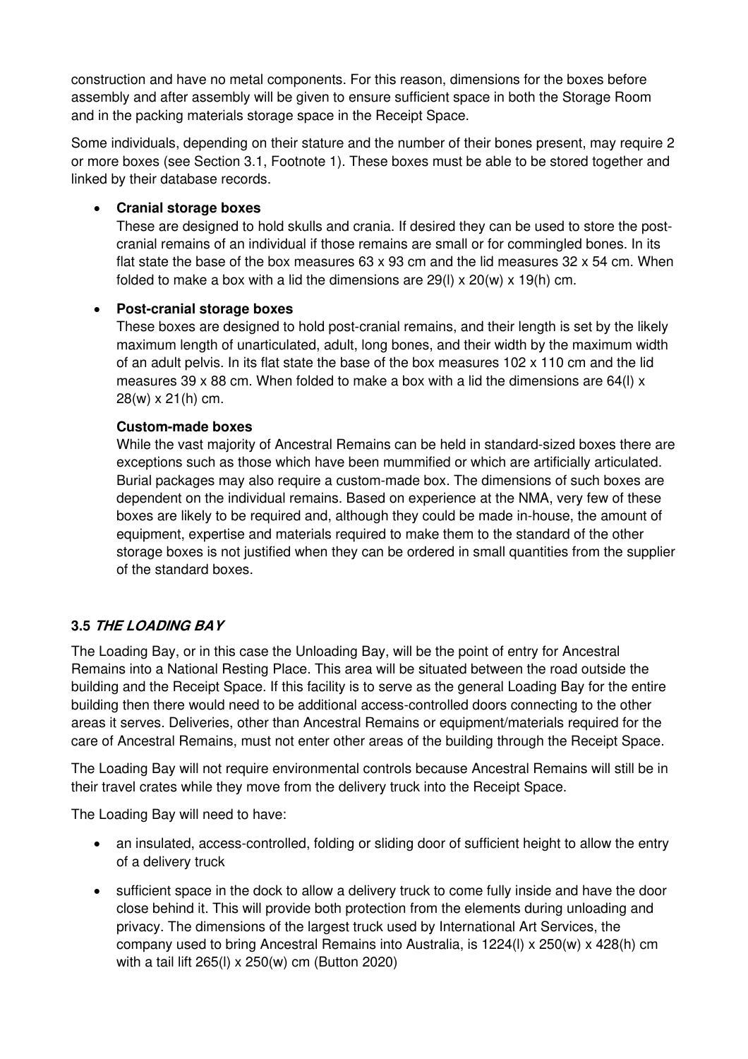construction and have no metal components. For this reason, dimensions for the boxes before assembly and after assembly will be given to ensure sufficient space in both the Storage Room and in the packing materials storage space in the Receipt Space.

Some individuals, depending on their stature and the number of their bones present, may require 2 or more boxes (see Section 3.1, Footnote 1). These boxes must be able to be stored together and linked by their database records.

- **Cranial storage boxes**
  These are designed to hold skulls and crania. If desired they can be used to store the post-cranial remains of an individual if those remains are small or for commingled bones. In its flat state the base of the box measures 63 x 93 cm and the lid measures 32 x 54 cm. When folded to make a box with a lid the dimensions are 29(l) x 20(w) x 19(h) cm.

- **Post-cranial storage boxes**
  These boxes are designed to hold post-cranial remains, and their length is set by the likely maximum length of unarticulated, adult, long bones, and their width by the maximum width of an adult pelvis. In its flat state the base of the box measures 102 x 110 cm and the lid measures 39 x 88 cm. When folded to make a box with a lid the dimensions are 64(l) x 28(w) x 21(h) cm.

  **Custom-made boxes**
  While the vast majority of Ancestral Remains can be held in standard-sized boxes there are exceptions such as those which have been mummified or which are artificially articulated. Burial packages may also require a custom-made box. The dimensions of such boxes are dependent on the individual remains. Based on experience at the NMA, very few of these boxes are likely to be required and, although they could be made in-house, the amount of equipment, expertise and materials required to make them to the standard of the other storage boxes is not justified when they can be ordered in small quantities from the supplier of the standard boxes.

### 3.5 *THE LOADING BAY*

The Loading Bay, or in this case the Unloading Bay, will be the point of entry for Ancestral Remains into a National Resting Place. This area will be situated between the road outside the building and the Receipt Space. If this facility is to serve as the general Loading Bay for the entire building then there would need to be additional access-controlled doors connecting to the other areas it serves. Deliveries, other than Ancestral Remains or equipment/materials required for the care of Ancestral Remains, must not enter other areas of the building through the Receipt Space.

The Loading Bay will not require environmental controls because Ancestral Remains will still be in their travel crates while they move from the delivery truck into the Receipt Space.

The Loading Bay will need to have:

- an insulated, access-controlled, folding or sliding door of sufficient height to allow the entry of a delivery truck
- sufficient space in the dock to allow a delivery truck to come fully inside and have the door close behind it. This will provide both protection from the elements during unloading and privacy. The dimensions of the largest truck used by International Art Services, the company used to bring Ancestral Remains into Australia, is 1224(l) x 250(w) x 428(h) cm with a tail lift 265(l) x 250(w) cm (Button 2020)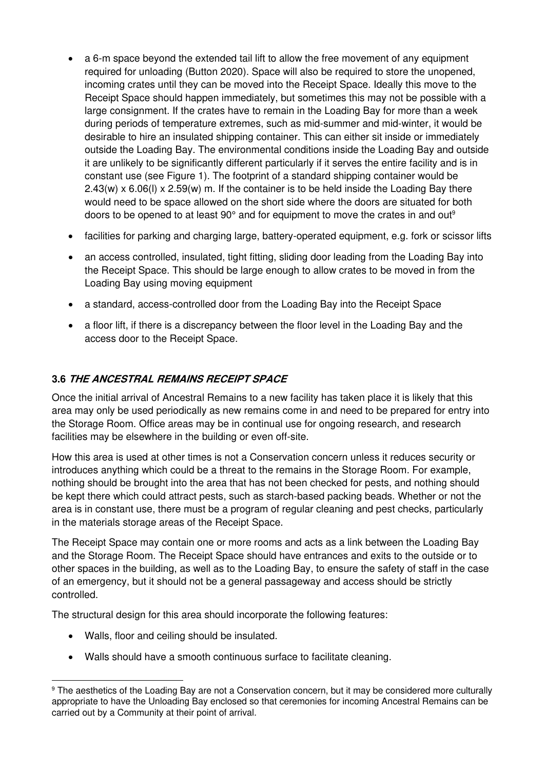- a 6-m space beyond the extended tail lift to allow the free movement of any equipment required for unloading (Button 2020). Space will also be required to store the unopened, incoming crates until they can be moved into the Receipt Space. Ideally this move to the Receipt Space should happen immediately, but sometimes this may not be possible with a large consignment. If the crates have to remain in the Loading Bay for more than a week during periods of temperature extremes, such as mid-summer and mid-winter, it would be desirable to hire an insulated shipping container. This can either sit inside or immediately outside the Loading Bay. The environmental conditions inside the Loading Bay and outside it are unlikely to be significantly different particularly if it serves the entire facility and is in constant use (see Figure 1). The footprint of a standard shipping container would be 2.43(w) x 6.06(l) x 2.59(w) m. If the container is to be held inside the Loading Bay there would need to be space allowed on the short side where the doors are situated for both doors to be opened to at least 90° and for equipment to move the crates in and out[9]
- facilities for parking and charging large, battery-operated equipment, e.g. fork or scissor lifts
- an access controlled, insulated, tight fitting, sliding door leading from the Loading Bay into the Receipt Space. This should be large enough to allow crates to be moved in from the Loading Bay using moving equipment
- a standard, access-controlled door from the Loading Bay into the Receipt Space
- a floor lift, if there is a discrepancy between the floor level in the Loading Bay and the access door to the Receipt Space.

### 3.6 *THE ANCESTRAL REMAINS RECEIPT SPACE*

Once the initial arrival of Ancestral Remains to a new facility has taken place it is likely that this area may only be used periodically as new remains come in and need to be prepared for entry into the Storage Room. Office areas may be in continual use for ongoing research, and research facilities may be elsewhere in the building or even off-site.

How this area is used at other times is not a Conservation concern unless it reduces security or introduces anything which could be a threat to the remains in the Storage Room. For example, nothing should be brought into the area that has not been checked for pests, and nothing should be kept there which could attract pests, such as starch-based packing beads. Whether or not the area is in constant use, there must be a program of regular cleaning and pest checks, particularly in the materials storage areas of the Receipt Space.

The Receipt Space may contain one or more rooms and acts as a link between the Loading Bay and the Storage Room. The Receipt Space should have entrances and exits to the outside or to other spaces in the building, as well as to the Loading Bay, to ensure the safety of staff in the case of an emergency, but it should not be a general passageway and access should be strictly controlled.

The structural design for this area should incorporate the following features:

- Walls, floor and ceiling should be insulated.
- Walls should have a smooth continuous surface to facilitate cleaning.

[9] The aesthetics of the Loading Bay are not a Conservation concern, but it may be considered more culturally appropriate to have the Unloading Bay enclosed so that ceremonies for incoming Ancestral Remains can be carried out by a Community at their point of arrival.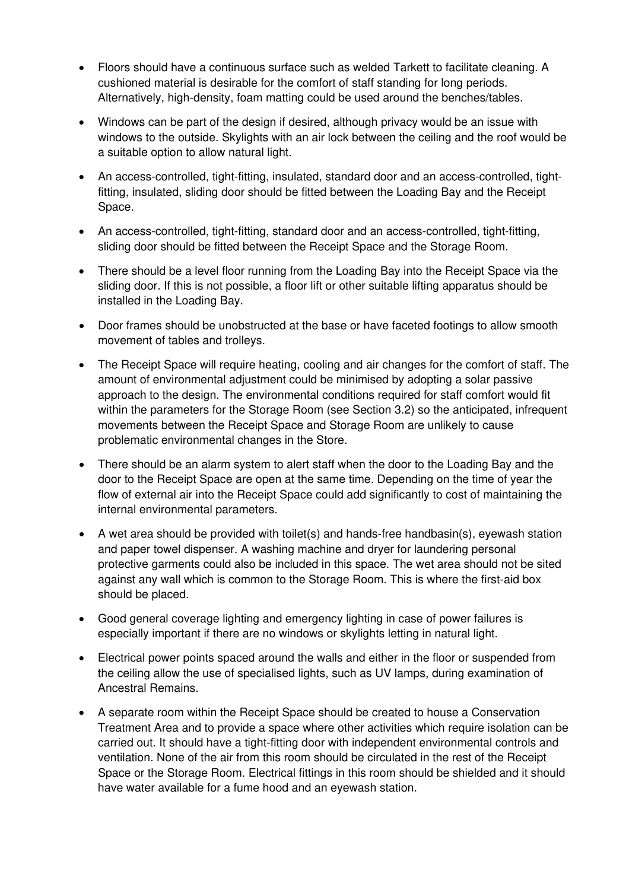- Floors should have a continuous surface such as welded Tarkett to facilitate cleaning. A cushioned material is desirable for the comfort of staff standing for long periods. Alternatively, high-density, foam matting could be used around the benches/tables.
- Windows can be part of the design if desired, although privacy would be an issue with windows to the outside. Skylights with an air lock between the ceiling and the roof would be a suitable option to allow natural light.
- An access-controlled, tight-fitting, insulated, standard door and an access-controlled, tight-fitting, insulated, sliding door should be fitted between the Loading Bay and the Receipt Space.
- An access-controlled, tight-fitting, standard door and an access-controlled, tight-fitting, sliding door should be fitted between the Receipt Space and the Storage Room.
- There should be a level floor running from the Loading Bay into the Receipt Space via the sliding door. If this is not possible, a floor lift or other suitable lifting apparatus should be installed in the Loading Bay.
- Door frames should be unobstructed at the base or have faceted footings to allow smooth movement of tables and trolleys.
- The Receipt Space will require heating, cooling and air changes for the comfort of staff. The amount of environmental adjustment could be minimised by adopting a solar passive approach to the design. The environmental conditions required for staff comfort would fit within the parameters for the Storage Room (see Section 3.2) so the anticipated, infrequent movements between the Receipt Space and Storage Room are unlikely to cause problematic environmental changes in the Store.
- There should be an alarm system to alert staff when the door to the Loading Bay and the door to the Receipt Space are open at the same time. Depending on the time of year the flow of external air into the Receipt Space could add significantly to cost of maintaining the internal environmental parameters.
- A wet area should be provided with toilet(s) and hands-free handbasin(s), eyewash station and paper towel dispenser. A washing machine and dryer for laundering personal protective garments could also be included in this space. The wet area should not be sited against any wall which is common to the Storage Room. This is where the first-aid box should be placed.
- Good general coverage lighting and emergency lighting in case of power failures is especially important if there are no windows or skylights letting in natural light.
- Electrical power points spaced around the walls and either in the floor or suspended from the ceiling allow the use of specialised lights, such as UV lamps, during examination of Ancestral Remains.
- A separate room within the Receipt Space should be created to house a Conservation Treatment Area and to provide a space where other activities which require isolation can be carried out. It should have a tight-fitting door with independent environmental controls and ventilation. None of the air from this room should be circulated in the rest of the Receipt Space or the Storage Room. Electrical fittings in this room should be shielded and it should have water available for a fume hood and an eyewash station.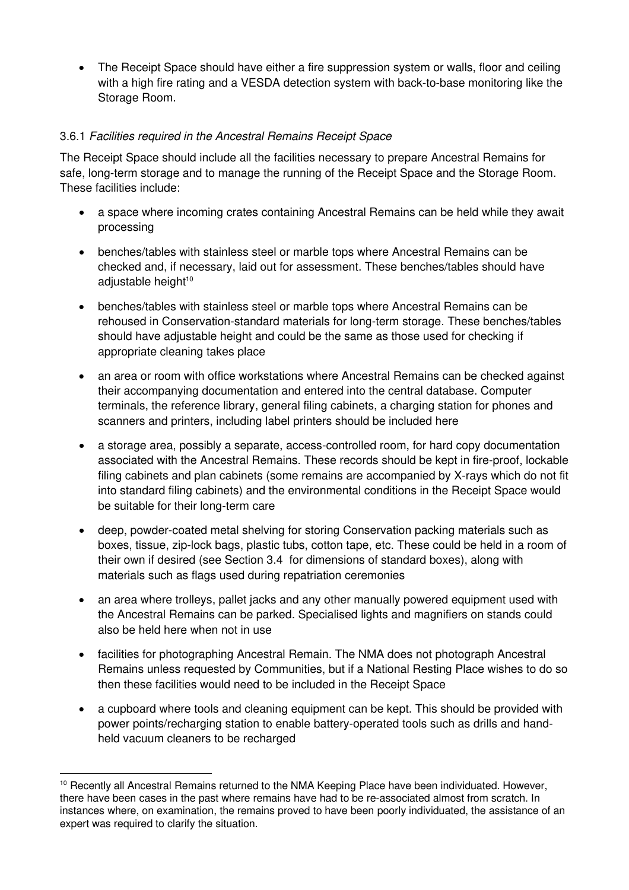- The Receipt Space should have either a fire suppression system or walls, floor and ceiling with a high fire rating and a VESDA detection system with back-to-base monitoring like the Storage Room.

### 3.6.1 *Facilities required in the Ancestral Remains Receipt Space*

The Receipt Space should include all the facilities necessary to prepare Ancestral Remains for safe, long-term storage and to manage the running of the Receipt Space and the Storage Room. These facilities include:

- a space where incoming crates containing Ancestral Remains can be held while they await processing
- benches/tables with stainless steel or marble tops where Ancestral Remains can be checked and, if necessary, laid out for assessment. These benches/tables should have adjustable height[10]
- benches/tables with stainless steel or marble tops where Ancestral Remains can be rehoused in Conservation-standard materials for long-term storage. These benches/tables should have adjustable height and could be the same as those used for checking if appropriate cleaning takes place
- an area or room with office workstations where Ancestral Remains can be checked against their accompanying documentation and entered into the central database. Computer terminals, the reference library, general filing cabinets, a charging station for phones and scanners and printers, including label printers should be included here
- a storage area, possibly a separate, access-controlled room, for hard copy documentation associated with the Ancestral Remains. These records should be kept in fire-proof, lockable filing cabinets and plan cabinets (some remains are accompanied by X-rays which do not fit into standard filing cabinets) and the environmental conditions in the Receipt Space would be suitable for their long-term care
- deep, powder-coated metal shelving for storing Conservation packing materials such as boxes, tissue, zip-lock bags, plastic tubs, cotton tape, etc. These could be held in a room of their own if desired (see Section 3.4 for dimensions of standard boxes), along with materials such as flags used during repatriation ceremonies
- an area where trolleys, pallet jacks and any other manually powered equipment used with the Ancestral Remains can be parked. Specialised lights and magnifiers on stands could also be held here when not in use
- facilities for photographing Ancestral Remain. The NMA does not photograph Ancestral Remains unless requested by Communities, but if a National Resting Place wishes to do so then these facilities would need to be included in the Receipt Space
- a cupboard where tools and cleaning equipment can be kept. This should be provided with power points/recharging station to enable battery-operated tools such as drills and hand-held vacuum cleaners to be recharged

---

[10] Recently all Ancestral Remains returned to the NMA Keeping Place have been individuated. However, there have been cases in the past where remains have had to be re-associated almost from scratch. In instances where, on examination, the remains proved to have been poorly individuated, the assistance of an expert was required to clarify the situation.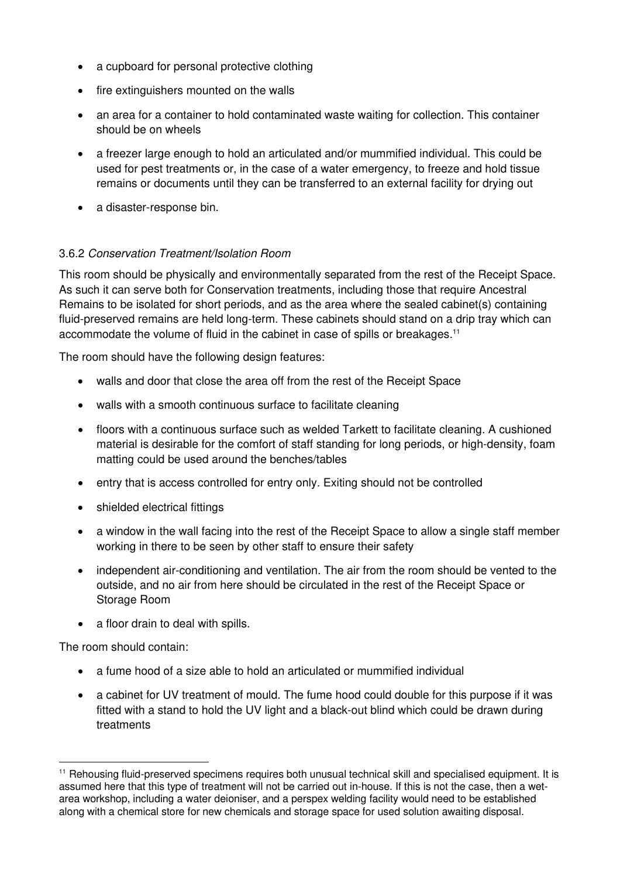- a cupboard for personal protective clothing
- fire extinguishers mounted on the walls
- an area for a container to hold contaminated waste waiting for collection. This container should be on wheels
- a freezer large enough to hold an articulated and/or mummified individual. This could be used for pest treatments or, in the case of a water emergency, to freeze and hold tissue remains or documents until they can be transferred to an external facility for drying out
- a disaster-response bin.

### 3.6.2 *Conservation Treatment/Isolation Room*

This room should be physically and environmentally separated from the rest of the Receipt Space. As such it can serve both for Conservation treatments, including those that require Ancestral Remains to be isolated for short periods, and as the area where the sealed cabinet(s) containing fluid-preserved remains are held long-term. These cabinets should stand on a drip tray which can accommodate the volume of fluid in the cabinet in case of spills or breakages.[11]

The room should have the following design features:

- walls and door that close the area off from the rest of the Receipt Space
- walls with a smooth continuous surface to facilitate cleaning
- floors with a continuous surface such as welded Tarkett to facilitate cleaning. A cushioned material is desirable for the comfort of staff standing for long periods, or high-density, foam matting could be used around the benches/tables
- entry that is access controlled for entry only. Exiting should not be controlled
- shielded electrical fittings
- a window in the wall facing into the rest of the Receipt Space to allow a single staff member working in there to be seen by other staff to ensure their safety
- independent air-conditioning and ventilation. The air from the room should be vented to the outside, and no air from here should be circulated in the rest of the Receipt Space or Storage Room
- a floor drain to deal with spills.

The room should contain:

- a fume hood of a size able to hold an articulated or mummified individual
- a cabinet for UV treatment of mould. The fume hood could double for this purpose if it was fitted with a stand to hold the UV light and a black-out blind which could be drawn during treatments

[11] Rehousing fluid-preserved specimens requires both unusual technical skill and specialised equipment. It is assumed here that this type of treatment will not be carried out in-house. If this is not the case, then a wet-area workshop, including a water deioniser, and a perspex welding facility would need to be established along with a chemical store for new chemicals and storage space for used solution awaiting disposal.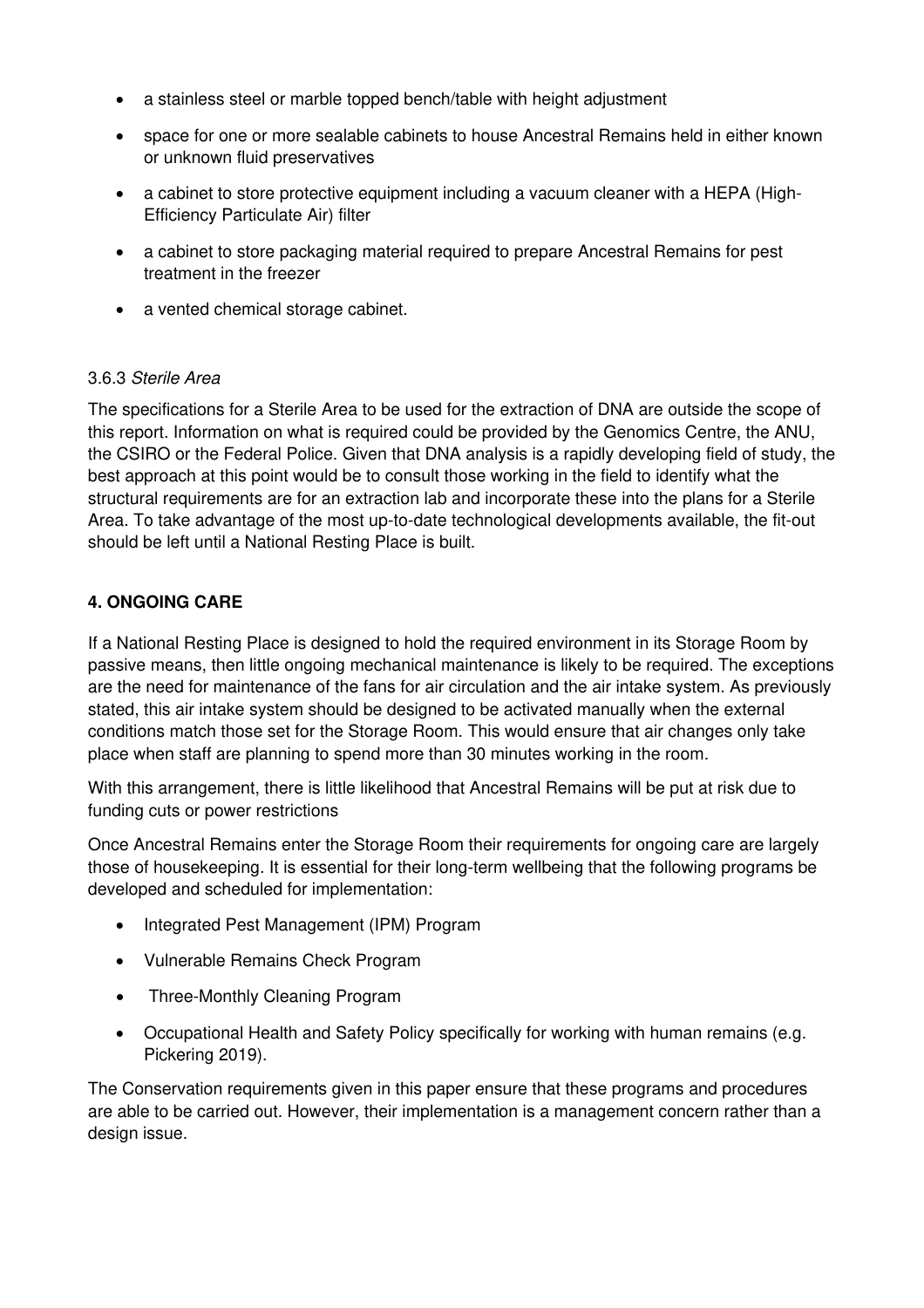- a stainless steel or marble topped bench/table with height adjustment
- space for one or more sealable cabinets to house Ancestral Remains held in either known or unknown fluid preservatives
- a cabinet to store protective equipment including a vacuum cleaner with a HEPA (High-Efficiency Particulate Air) filter
- a cabinet to store packaging material required to prepare Ancestral Remains for pest treatment in the freezer
- a vented chemical storage cabinet.

### 3.6.3 *Sterile Area*

The specifications for a Sterile Area to be used for the extraction of DNA are outside the scope of this report. Information on what is required could be provided by the Genomics Centre, the ANU, the CSIRO or the Federal Police. Given that DNA analysis is a rapidly developing field of study, the best approach at this point would be to consult those working in the field to identify what the structural requirements are for an extraction lab and incorporate these into the plans for a Sterile Area. To take advantage of the most up-to-date technological developments available, the fit-out should be left until a National Resting Place is built.

## 4. ONGOING CARE

If a National Resting Place is designed to hold the required environment in its Storage Room by passive means, then little ongoing mechanical maintenance is likely to be required. The exceptions are the need for maintenance of the fans for air circulation and the air intake system. As previously stated, this air intake system should be designed to be activated manually when the external conditions match those set for the Storage Room. This would ensure that air changes only take place when staff are planning to spend more than 30 minutes working in the room.

With this arrangement, there is little likelihood that Ancestral Remains will be put at risk due to funding cuts or power restrictions

Once Ancestral Remains enter the Storage Room their requirements for ongoing care are largely those of housekeeping. It is essential for their long-term wellbeing that the following programs be developed and scheduled for implementation:

- Integrated Pest Management (IPM) Program
- Vulnerable Remains Check Program
- Three-Monthly Cleaning Program
- Occupational Health and Safety Policy specifically for working with human remains (e.g. Pickering 2019).

The Conservation requirements given in this paper ensure that these programs and procedures are able to be carried out. However, their implementation is a management concern rather than a design issue.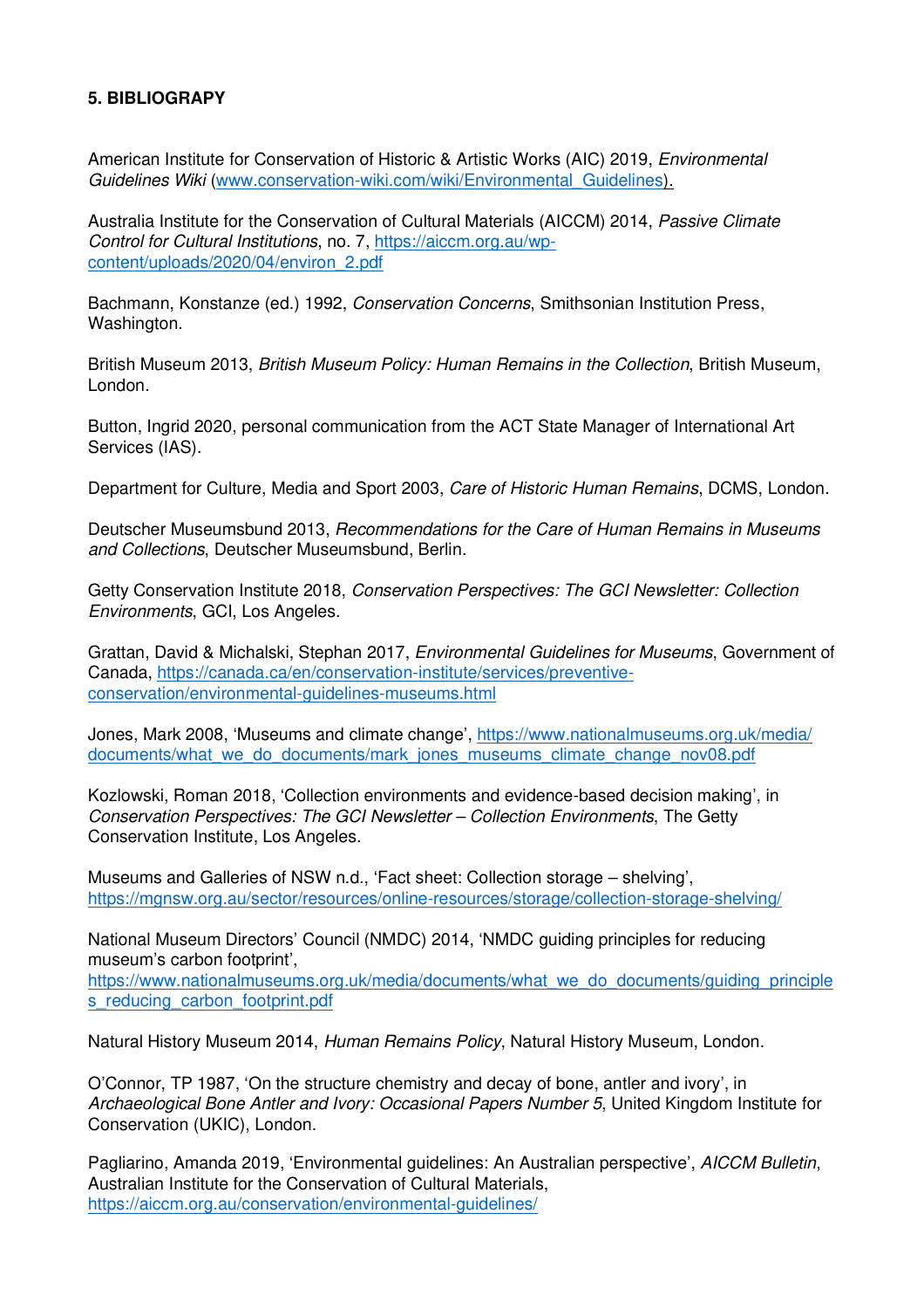## 5. BIBLIOGRAPY

American Institute for Conservation of Historic & Artistic Works (AIC) 2019, *Environmental Guidelines Wiki* (www.conservation-wiki.com/wiki/Environmental_Guidelines).

Australia Institute for the Conservation of Cultural Materials (AICCM) 2014, *Passive Climate Control for Cultural Institutions*, no. 7, https://aiccm.org.au/wp-content/uploads/2020/04/environ_2.pdf

Bachmann, Konstanze (ed.) 1992, *Conservation Concerns*, Smithsonian Institution Press, Washington.

British Museum 2013, *British Museum Policy: Human Remains in the Collection*, British Museum, London.

Button, Ingrid 2020, personal communication from the ACT State Manager of International Art Services (IAS).

Department for Culture, Media and Sport 2003, *Care of Historic Human Remains*, DCMS, London.

Deutscher Museumsbund 2013, *Recommendations for the Care of Human Remains in Museums and Collections*, Deutscher Museumsbund, Berlin.

Getty Conservation Institute 2018, *Conservation Perspectives: The GCI Newsletter: Collection Environments*, GCI, Los Angeles.

Grattan, David & Michalski, Stephan 2017, *Environmental Guidelines for Museums*, Government of Canada, https://canada.ca/en/conservation-institute/services/preventive-conservation/environmental-guidelines-museums.html

Jones, Mark 2008, 'Museums and climate change', https://www.nationalmuseums.org.uk/media/documents/what_we_do_documents/mark_jones_museums_climate_change_nov08.pdf

Kozlowski, Roman 2018, 'Collection environments and evidence-based decision making', in *Conservation Perspectives: The GCI Newsletter – Collection Environments*, The Getty Conservation Institute, Los Angeles.

Museums and Galleries of NSW n.d., 'Fact sheet: Collection storage – shelving', https://mgnsw.org.au/sector/resources/online-resources/storage/collection-storage-shelving/

National Museum Directors' Council (NMDC) 2014, 'NMDC guiding principles for reducing museum's carbon footprint', https://www.nationalmuseums.org.uk/media/documents/what_we_do_documents/guiding_principles_reducing_carbon_footprint.pdf

Natural History Museum 2014, *Human Remains Policy*, Natural History Museum, London.

O'Connor, TP 1987, 'On the structure chemistry and decay of bone, antler and ivory', in *Archaeological Bone Antler and Ivory: Occasional Papers Number 5*, United Kingdom Institute for Conservation (UKIC), London.

Pagliarino, Amanda 2019, 'Environmental guidelines: An Australian perspective', *AICCM Bulletin*, Australian Institute for the Conservation of Cultural Materials, https://aiccm.org.au/conservation/environmental-guidelines/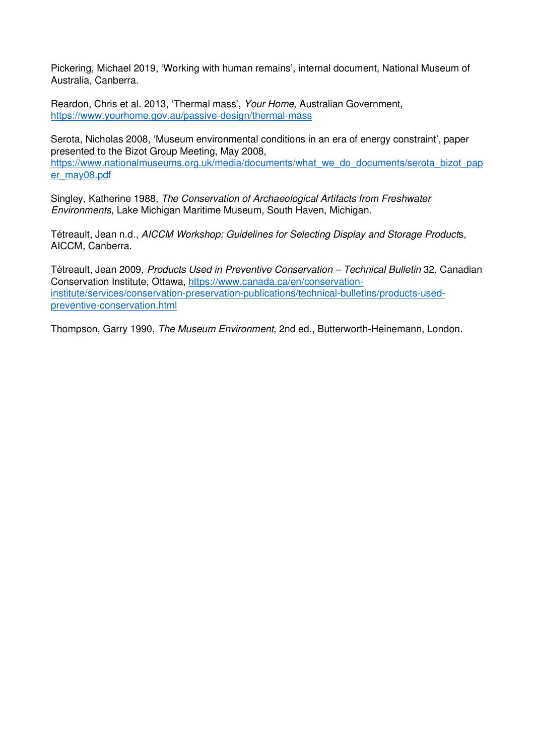Pickering, Michael 2019, 'Working with human remains', internal document, National Museum of Australia, Canberra.

Reardon, Chris et al. 2013, 'Thermal mass', *Your Home*, Australian Government, https://www.yourhome.gov.au/passive-design/thermal-mass

Serota, Nicholas 2008, 'Museum environmental conditions in an era of energy constraint', paper presented to the Bizot Group Meeting, May 2008, https://www.nationalmuseums.org.uk/media/documents/what_we_do_documents/serota_bizot_paper_may08.pdf

Singley, Katherine 1988, *The Conservation of Archaeological Artifacts from Freshwater Environments*, Lake Michigan Maritime Museum, South Haven, Michigan.

Tétreault, Jean n.d., *AICCM Workshop: Guidelines for Selecting Display and Storage Product*s, AICCM, Canberra.

Tétreault, Jean 2009, *Products Used in Preventive Conservation – Technical Bulletin* 32, Canadian Conservation Institute, Ottawa, https://www.canada.ca/en/conservation-institute/services/conservation-preservation-publications/technical-bulletins/products-used-preventive-conservation.html

Thompson, Garry 1990, *The Museum Environment*, 2nd ed., Butterworth-Heinemann, London.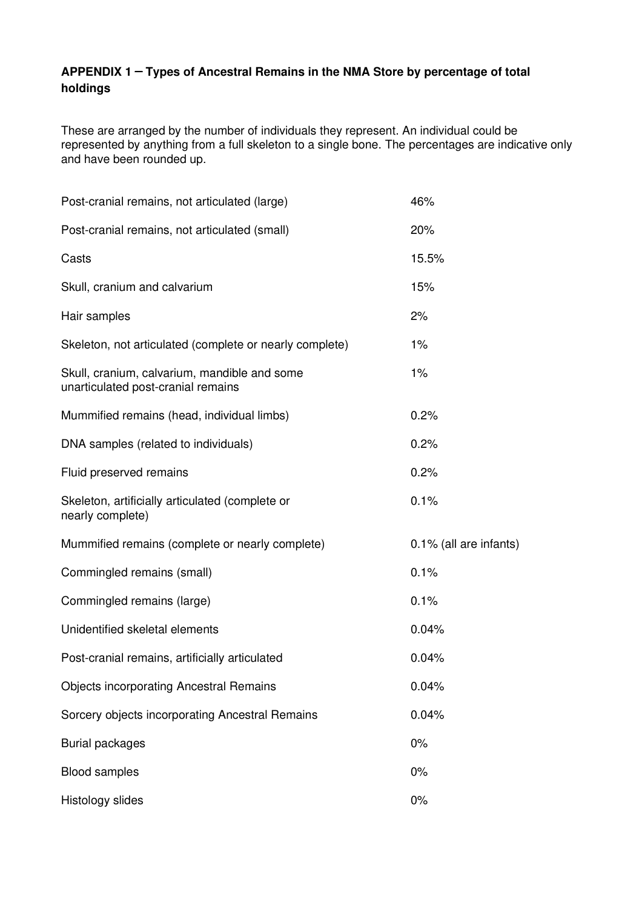**APPENDIX 1 – Types of Ancestral Remains in the NMA Store by percentage of total holdings**

These are arranged by the number of individuals they represent. An individual could be represented by anything from a full skeleton to a single bone. The percentages are indicative only and have been rounded up.

| | |
|---|---|
| Post-cranial remains, not articulated (large) | 46% |
| Post-cranial remains, not articulated (small) | 20% |
| Casts | 15.5% |
| Skull, cranium and calvarium | 15% |
| Hair samples | 2% |
| Skeleton, not articulated (complete or nearly complete) | 1% |
| Skull, cranium, calvarium, mandible and some unarticulated post-cranial remains | 1% |
| Mummified remains (head, individual limbs) | 0.2% |
| DNA samples (related to individuals) | 0.2% |
| Fluid preserved remains | 0.2% |
| Skeleton, artificially articulated (complete or nearly complete) | 0.1% |
| Mummified remains (complete or nearly complete) | 0.1% (all are infants) |
| Commingled remains (small) | 0.1% |
| Commingled remains (large) | 0.1% |
| Unidentified skeletal elements | 0.04% |
| Post-cranial remains, artificially articulated | 0.04% |
| Objects incorporating Ancestral Remains | 0.04% |
| Sorcery objects incorporating Ancestral Remains | 0.04% |
| Burial packages | 0% |
| Blood samples | 0% |
| Histology slides | 0% |